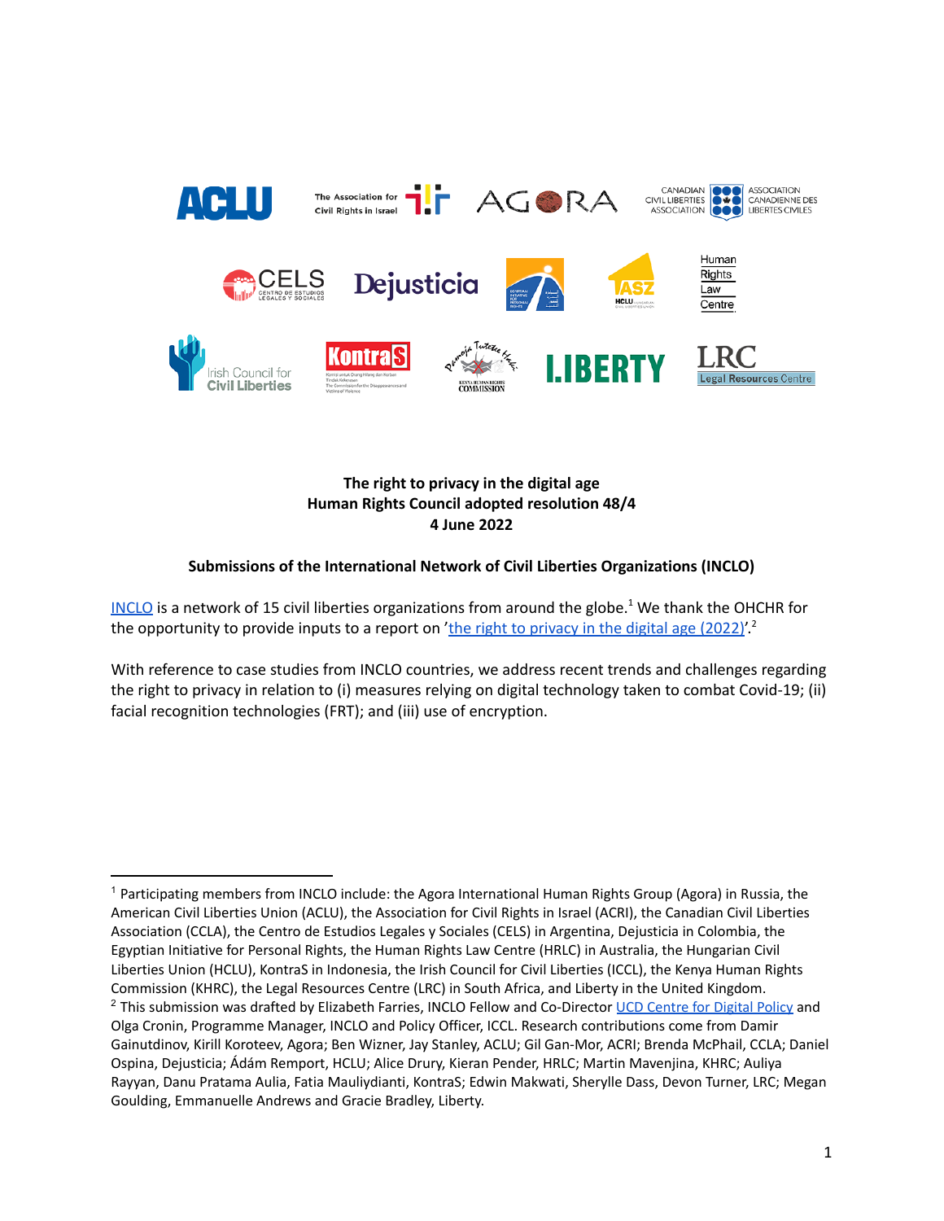**The right to privacy in the digital age**
**Human Rights Council adopted resolution 48/4**
**4 June 2022**

**Submissions of the International Network of Civil Liberties Organizations (INCLO)**

INCLO is a network of 15 civil liberties organizations from around the globe.[1] We thank the OHCHR for the opportunity to provide inputs to a report on 'the right to privacy in the digital age (2022)'.[2]

With reference to case studies from INCLO countries, we address recent trends and challenges regarding the right to privacy in relation to (i) measures relying on digital technology taken to combat Covid-19; (ii) facial recognition technologies (FRT); and (iii) use of encryption.

---

[1] Participating members from INCLO include: the Agora International Human Rights Group (Agora) in Russia, the American Civil Liberties Union (ACLU), the Association for Civil Rights in Israel (ACRI), the Canadian Civil Liberties Association (CCLA), the Centro de Estudios Legales y Sociales (CELS) in Argentina, Dejusticia in Colombia, the Egyptian Initiative for Personal Rights, the Human Rights Law Centre (HRLC) in Australia, the Hungarian Civil Liberties Union (HCLU), KontraS in Indonesia, the Irish Council for Civil Liberties (ICCL), the Kenya Human Rights Commission (KHRC), the Legal Resources Centre (LRC) in South Africa, and Liberty in the United Kingdom.

[2] This submission was drafted by Elizabeth Farries, INCLO Fellow and Co-Director UCD Centre for Digital Policy and Olga Cronin, Programme Manager, INCLO and Policy Officer, ICCL. Research contributions come from Damir Gainutdinov, Kirill Koroteev, Agora; Ben Wizner, Jay Stanley, ACLU; Gil Gan-Mor, ACRI; Brenda McPhail, CCLA; Daniel Ospina, Dejusticia; Ádám Remport, HCLU; Alice Drury, Kieran Pender, HRLC; Martin Mavenjina, KHRC; Auliya Rayyan, Danu Pratama Aulia, Fatia Mauliydianti, KontraS; Edwin Makwati, Sherylle Dass, Devon Turner, LRC; Megan Goulding, Emmanuelle Andrews and Gracie Bradley, Liberty.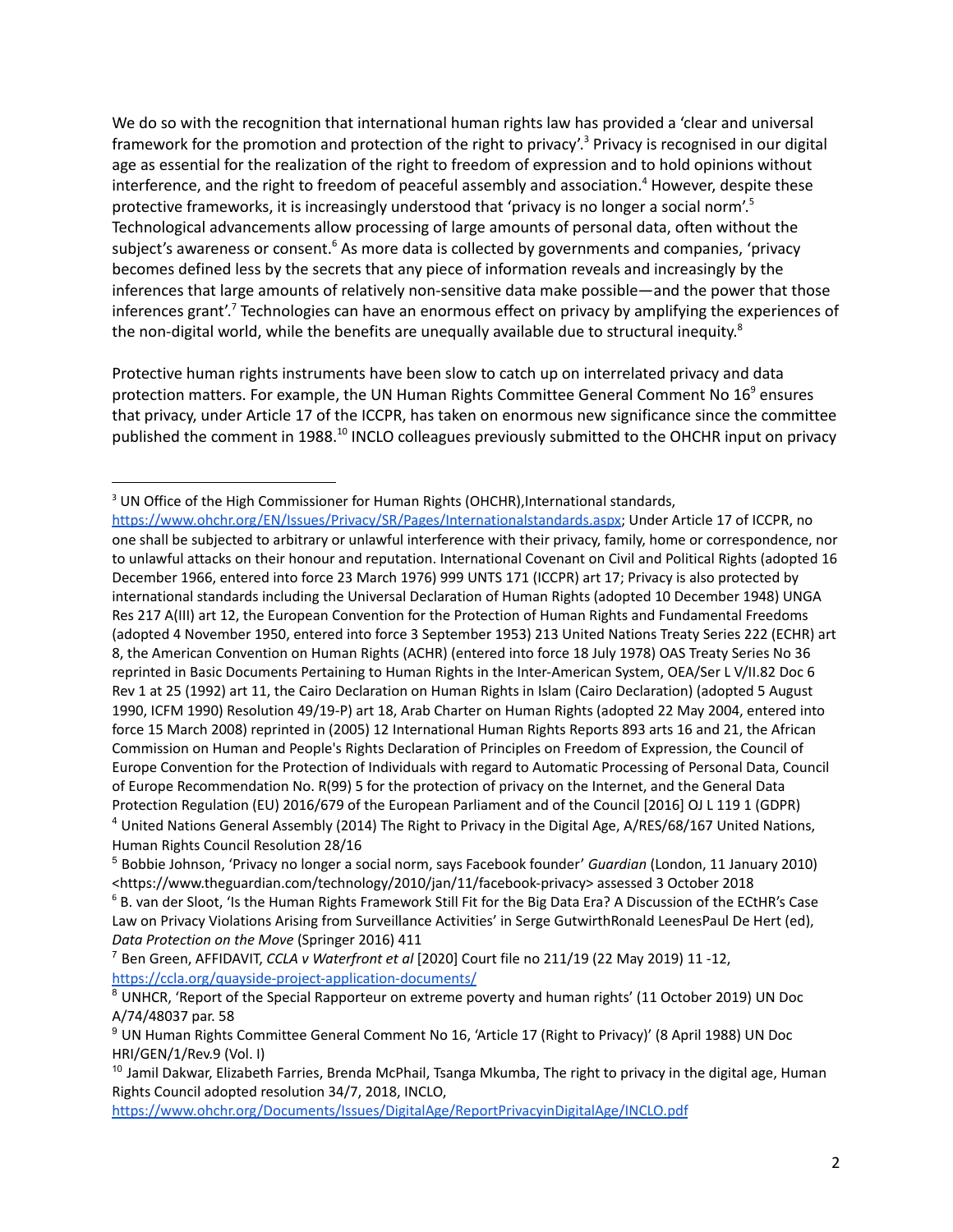We do so with the recognition that international human rights law has provided a 'clear and universal framework for the promotion and protection of the right to privacy'.[3] Privacy is recognised in our digital age as essential for the realization of the right to freedom of expression and to hold opinions without interference, and the right to freedom of peaceful assembly and association.[4] However, despite these protective frameworks, it is increasingly understood that 'privacy is no longer a social norm'.[5] Technological advancements allow processing of large amounts of personal data, often without the subject's awareness or consent.[6] As more data is collected by governments and companies, 'privacy becomes defined less by the secrets that any piece of information reveals and increasingly by the inferences that large amounts of relatively non-sensitive data make possible—and the power that those inferences grant'.[7] Technologies can have an enormous effect on privacy by amplifying the experiences of the non-digital world, while the benefits are unequally available due to structural inequity.[8]

Protective human rights instruments have been slow to catch up on interrelated privacy and data protection matters. For example, the UN Human Rights Committee General Comment No 16[9] ensures that privacy, under Article 17 of the ICCPR, has taken on enormous new significance since the committee published the comment in 1988.[10] INCLO colleagues previously submitted to the OHCHR input on privacy

---

[3] UN Office of the High Commissioner for Human Rights (OHCHR),International standards, https://www.ohchr.org/EN/Issues/Privacy/SR/Pages/Internationalstandards.aspx; Under Article 17 of ICCPR, no one shall be subjected to arbitrary or unlawful interference with their privacy, family, home or correspondence, nor to unlawful attacks on their honour and reputation. International Covenant on Civil and Political Rights (adopted 16 December 1966, entered into force 23 March 1976) 999 UNTS 171 (ICCPR) art 17; Privacy is also protected by international standards including the Universal Declaration of Human Rights (adopted 10 December 1948) UNGA Res 217 A(III) art 12, the European Convention for the Protection of Human Rights and Fundamental Freedoms (adopted 4 November 1950, entered into force 3 September 1953) 213 United Nations Treaty Series 222 (ECHR) art 8, the American Convention on Human Rights (ACHR) (entered into force 18 July 1978) OAS Treaty Series No 36 reprinted in Basic Documents Pertaining to Human Rights in the Inter-American System, OEA/Ser L V/II.82 Doc 6 Rev 1 at 25 (1992) art 11, the Cairo Declaration on Human Rights in Islam (Cairo Declaration) (adopted 5 August 1990, ICFM 1990) Resolution 49/19-P) art 18, Arab Charter on Human Rights (adopted 22 May 2004, entered into force 15 March 2008) reprinted in (2005) 12 International Human Rights Reports 893 arts 16 and 21, the African Commission on Human and People's Rights Declaration of Principles on Freedom of Expression, the Council of Europe Convention for the Protection of Individuals with regard to Automatic Processing of Personal Data, Council of Europe Recommendation No. R(99) 5 for the protection of privacy on the Internet, and the General Data Protection Regulation (EU) 2016/679 of the European Parliament and of the Council [2016] OJ L 119 1 (GDPR)

[4] United Nations General Assembly (2014) The Right to Privacy in the Digital Age, A/RES/68/167 United Nations, Human Rights Council Resolution 28/16

[5] Bobbie Johnson, 'Privacy no longer a social norm, says Facebook founder' *Guardian* (London, 11 January 2010) <https://www.theguardian.com/technology/2010/jan/11/facebook-privacy> assessed 3 October 2018

[6] B. van der Sloot, 'Is the Human Rights Framework Still Fit for the Big Data Era? A Discussion of the ECtHR's Case Law on Privacy Violations Arising from Surveillance Activities' in Serge GutwirthRonald LeenesPaul De Hert (ed), *Data Protection on the Move* (Springer 2016) 411

[7] Ben Green, AFFIDAVIT, *CCLA v Waterfront et al* [2020] Court file no 211/19 (22 May 2019) 11 -12, https://ccla.org/quayside-project-application-documents/

[8] UNHCR, 'Report of the Special Rapporteur on extreme poverty and human rights' (11 October 2019) UN Doc A/74/48037 par. 58

[9] UN Human Rights Committee General Comment No 16, 'Article 17 (Right to Privacy)' (8 April 1988) UN Doc HRI/GEN/1/Rev.9 (Vol. I)

[10] Jamil Dakwar, Elizabeth Farries, Brenda McPhail, Tsanga Mkumba, The right to privacy in the digital age, Human Rights Council adopted resolution 34/7, 2018, INCLO, https://www.ohchr.org/Documents/Issues/DigitalAge/ReportPrivacyinDigitalAge/INCLO.pdf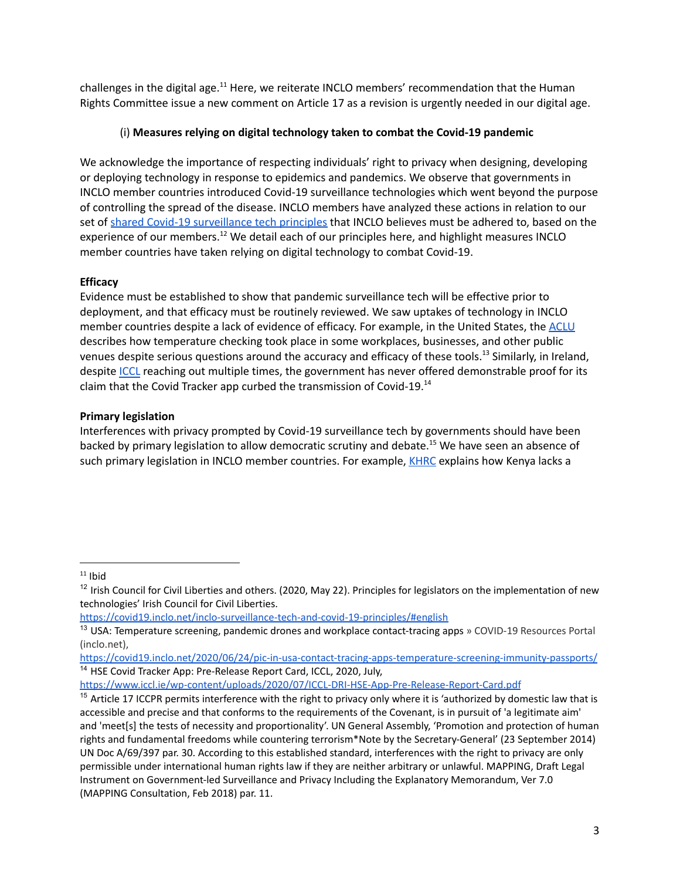challenges in the digital age.[11] Here, we reiterate INCLO members' recommendation that the Human Rights Committee issue a new comment on Article 17 as a revision is urgently needed in our digital age.

### (i) **Measures relying on digital technology taken to combat the Covid-19 pandemic**

We acknowledge the importance of respecting individuals' right to privacy when designing, developing or deploying technology in response to epidemics and pandemics. We observe that governments in INCLO member countries introduced Covid-19 surveillance technologies which went beyond the purpose of controlling the spread of the disease. INCLO members have analyzed these actions in relation to our set of [shared Covid-19 surveillance tech principles](https://covid19.inclo.net/inclo-surveillance-tech-and-covid-19-principles/#english) that INCLO believes must be adhered to, based on the experience of our members.[12] We detail each of our principles here, and highlight measures INCLO member countries have taken relying on digital technology to combat Covid-19.

**Efficacy**
Evidence must be established to show that pandemic surveillance tech will be effective prior to deployment, and that efficacy must be routinely reviewed. We saw uptakes of technology in INCLO member countries despite a lack of evidence of efficacy. For example, in the United States, the ACLU describes how temperature checking took place in some workplaces, businesses, and other public venues despite serious questions around the accuracy and efficacy of these tools.[13] Similarly, in Ireland, despite ICCL reaching out multiple times, the government has never offered demonstrable proof for its claim that the Covid Tracker app curbed the transmission of Covid-19.[14]

**Primary legislation**
Interferences with privacy prompted by Covid-19 surveillance tech by governments should have been backed by primary legislation to allow democratic scrutiny and debate.[15] We have seen an absence of such primary legislation in INCLO member countries. For example, KHRC explains how Kenya lacks a

---

[11] Ibid

[12] Irish Council for Civil Liberties and others. (2020, May 22). Principles for legislators on the implementation of new technologies' Irish Council for Civil Liberties. https://covid19.inclo.net/inclo-surveillance-tech-and-covid-19-principles/#english

[13] USA: Temperature screening, pandemic drones and workplace contact-tracing apps » COVID-19 Resources Portal (inclo.net), https://covid19.inclo.net/2020/06/24/pic-in-usa-contact-tracing-apps-temperature-screening-immunity-passports/

[14] HSE Covid Tracker App: Pre-Release Report Card, ICCL, 2020, July, https://www.iccl.ie/wp-content/uploads/2020/07/ICCL-DRI-HSE-App-Pre-Release-Report-Card.pdf

[15] Article 17 ICCPR permits interference with the right to privacy only where it is 'authorized by domestic law that is accessible and precise and that conforms to the requirements of the Covenant, is in pursuit of 'a legitimate aim' and 'meet[s] the tests of necessity and proportionality'. UN General Assembly, 'Promotion and protection of human rights and fundamental freedoms while countering terrorism*Note by the Secretary-General' (23 September 2014) UN Doc A/69/397 par. 30. According to this established standard, interferences with the right to privacy are only permissible under international human rights law if they are neither arbitrary or unlawful. MAPPING, Draft Legal Instrument on Government-led Surveillance and Privacy Including the Explanatory Memorandum, Ver 7.0 (MAPPING Consultation, Feb 2018) par. 11.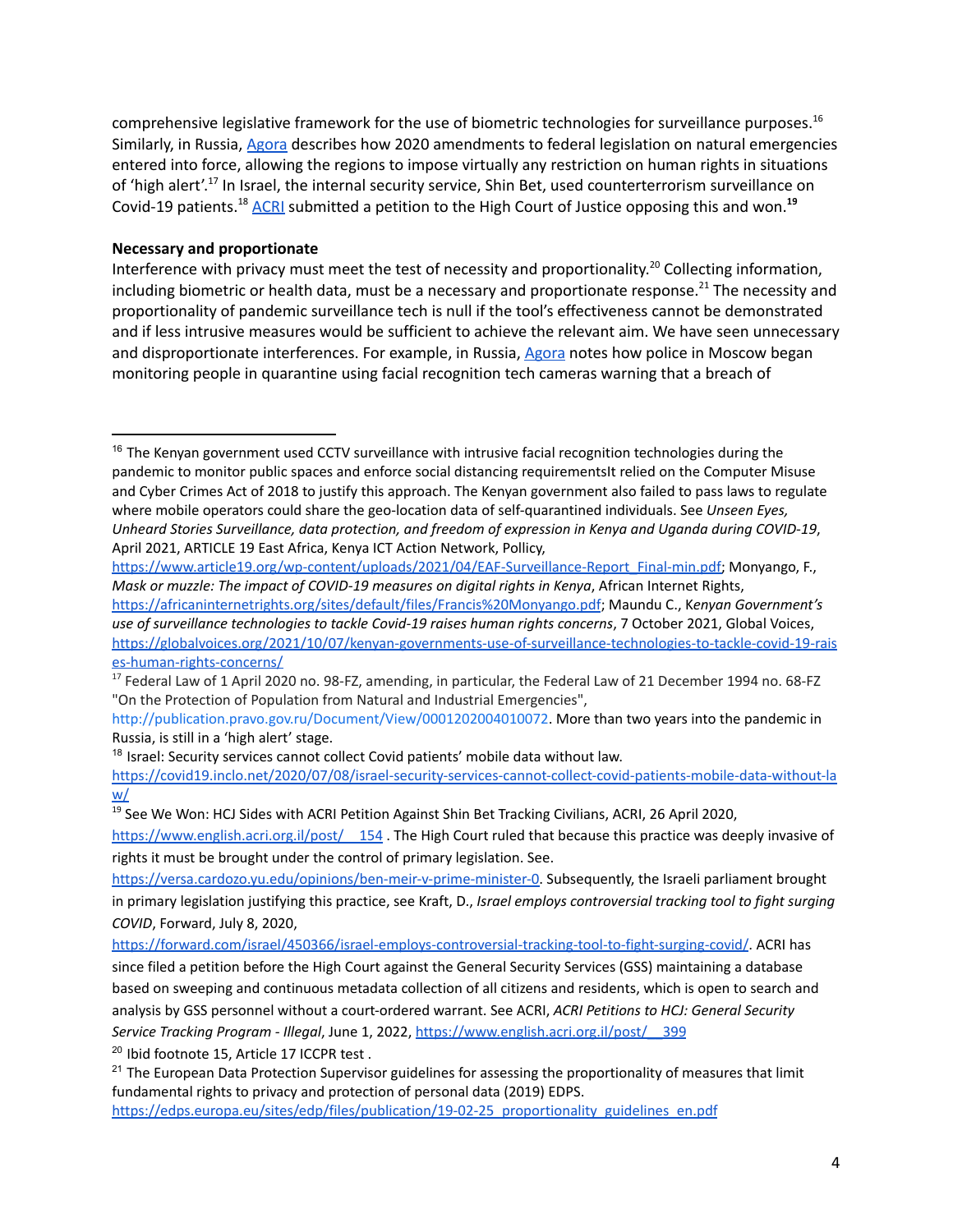comprehensive legislative framework for the use of biometric technologies for surveillance purposes.[16] Similarly, in Russia, [Agora](#) describes how 2020 amendments to federal legislation on natural emergencies entered into force, allowing the regions to impose virtually any restriction on human rights in situations of 'high alert'.[17] In Israel, the internal security service, Shin Bet, used counterterrorism surveillance on Covid-19 patients.[18] [ACRI](#) submitted a petition to the High Court of Justice opposing this and won.[19]

**Necessary and proportionate**

Interference with privacy must meet the test of necessity and proportionality.[20] Collecting information, including biometric or health data, must be a necessary and proportionate response.[21] The necessity and proportionality of pandemic surveillance tech is null if the tool's effectiveness cannot be demonstrated and if less intrusive measures would be sufficient to achieve the relevant aim. We have seen unnecessary and disproportionate interferences. For example, in Russia, [Agora](#) notes how police in Moscow began monitoring people in quarantine using facial recognition tech cameras warning that a breach of

---

[16] The Kenyan government used CCTV surveillance with intrusive facial recognition technologies during the pandemic to monitor public spaces and enforce social distancing requirementsIt relied on the Computer Misuse and Cyber Crimes Act of 2018 to justify this approach. The Kenyan government also failed to pass laws to regulate where mobile operators could share the geo-location data of self-quarantined individuals. See *Unseen Eyes, Unheard Stories Surveillance, data protection, and freedom of expression in Kenya and Uganda during COVID-19*, April 2021, ARTICLE 19 East Africa, Kenya ICT Action Network, Pollicy, https://www.article19.org/wp-content/uploads/2021/04/EAF-Surveillance-Report_Final-min.pdf; Monyango, F., *Mask or muzzle: The impact of COVID-19 measures on digital rights in Kenya*, African Internet Rights, https://africaninternetrights.org/sites/default/files/Francis%20Monyango.pdf; Maundu C., *Kenyan Government's use of surveillance technologies to tackle Covid-19 raises human rights concerns*, 7 October 2021, Global Voices, https://globalvoices.org/2021/10/07/kenyan-governments-use-of-surveillance-technologies-to-tackle-covid-19-raises-human-rights-concerns/

[17] Federal Law of 1 April 2020 no. 98-FZ, amending, in particular, the Federal Law of 21 December 1994 no. 68-FZ "On the Protection of Population from Natural and Industrial Emergencies", http://publication.pravo.gov.ru/Document/View/0001202004010072. More than two years into the pandemic in Russia, is still in a 'high alert' stage.

[18] Israel: Security services cannot collect Covid patients' mobile data without law. https://covid19.inclo.net/2020/07/08/israel-security-services-cannot-collect-covid-patients-mobile-data-without-law/

[19] See We Won: HCJ Sides with ACRI Petition Against Shin Bet Tracking Civilians, ACRI, 26 April 2020, https://www.english.acri.org.il/post/__154 . The High Court ruled that because this practice was deeply invasive of rights it must be brought under the control of primary legislation. See. https://versa.cardozo.yu.edu/opinions/ben-meir-v-prime-minister-0. Subsequently, the Israeli parliament brought in primary legislation justifying this practice, see Kraft, D., *Israel employs controversial tracking tool to fight surging COVID*, Forward, July 8, 2020, https://forward.com/israel/450366/israel-employs-controversial-tracking-tool-to-fight-surging-covid/. ACRI has since filed a petition before the High Court against the General Security Services (GSS) maintaining a database based on sweeping and continuous metadata collection of all citizens and residents, which is open to search and analysis by GSS personnel without a court-ordered warrant. See ACRI, *ACRI Petitions to HCJ: General Security Service Tracking Program - Illegal*, June 1, 2022, https://www.english.acri.org.il/post/__399

[20] Ibid footnote 15, Article 17 ICCPR test .

[21] The European Data Protection Supervisor guidelines for assessing the proportionality of measures that limit fundamental rights to privacy and protection of personal data (2019) EDPS. https://edps.europa.eu/sites/edp/files/publication/19-02-25_proportionality_guidelines_en.pdf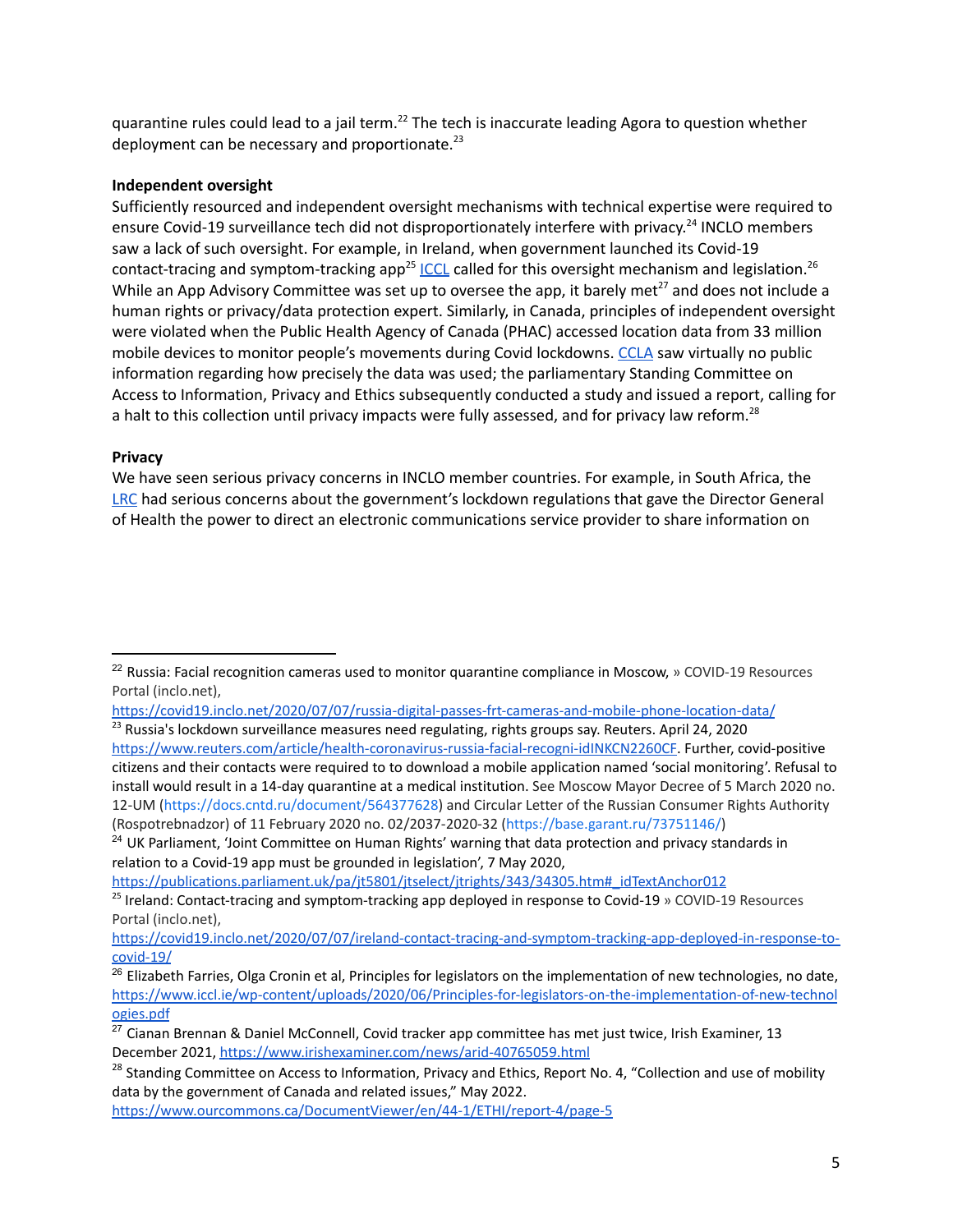quarantine rules could lead to a jail term.[22] The tech is inaccurate leading Agora to question whether deployment can be necessary and proportionate.[23]

**Independent oversight**

Sufficiently resourced and independent oversight mechanisms with technical expertise were required to ensure Covid-19 surveillance tech did not disproportionately interfere with privacy.[24] INCLO members saw a lack of such oversight. For example, in Ireland, when government launched its Covid-19 contact-tracing and symptom-tracking app[25] ICCL called for this oversight mechanism and legislation.[26] While an App Advisory Committee was set up to oversee the app, it barely met[27] and does not include a human rights or privacy/data protection expert. Similarly, in Canada, principles of independent oversight were violated when the Public Health Agency of Canada (PHAC) accessed location data from 33 million mobile devices to monitor people's movements during Covid lockdowns. CCLA saw virtually no public information regarding how precisely the data was used; the parliamentary Standing Committee on Access to Information, Privacy and Ethics subsequently conducted a study and issued a report, calling for a halt to this collection until privacy impacts were fully assessed, and for privacy law reform.[28]

**Privacy**

We have seen serious privacy concerns in INCLO member countries. For example, in South Africa, the LRC had serious concerns about the government's lockdown regulations that gave the Director General of Health the power to direct an electronic communications service provider to share information on

---

[22] Russia: Facial recognition cameras used to monitor quarantine compliance in Moscow, » COVID-19 Resources Portal (inclo.net), https://covid19.inclo.net/2020/07/07/russia-digital-passes-frt-cameras-and-mobile-phone-location-data/

[23] Russia's lockdown surveillance measures need regulating, rights groups say. Reuters. April 24, 2020 https://www.reuters.com/article/health-coronavirus-russia-facial-recogni-idINKCN2260CF. Further, covid-positive citizens and their contacts were required to to download a mobile application named 'social monitoring'. Refusal to install would result in a 14-day quarantine at a medical institution. See Moscow Mayor Decree of 5 March 2020 no. 12-UM (https://docs.cntd.ru/document/564377628) and Circular Letter of the Russian Consumer Rights Authority (Rospotrebnadzor) of 11 February 2020 no. 02/2037-2020-32 (https://base.garant.ru/73751146/)

[24] UK Parliament, 'Joint Committee on Human Rights' warning that data protection and privacy standards in relation to a Covid-19 app must be grounded in legislation', 7 May 2020, https://publications.parliament.uk/pa/jt5801/jtselect/jtrights/343/34305.htm#_idTextAnchor012

[25] Ireland: Contact-tracing and symptom-tracking app deployed in response to Covid-19 » COVID-19 Resources Portal (inclo.net), https://covid19.inclo.net/2020/07/07/ireland-contact-tracing-and-symptom-tracking-app-deployed-in-response-to-covid-19/

[26] Elizabeth Farries, Olga Cronin et al, Principles for legislators on the implementation of new technologies, no date, https://www.iccl.ie/wp-content/uploads/2020/06/Principles-for-legislators-on-the-implementation-of-new-technologies.pdf

[27] Cianan Brennan & Daniel McConnell, Covid tracker app committee has met just twice, Irish Examiner, 13 December 2021, https://www.irishexaminer.com/news/arid-40765059.html

[28] Standing Committee on Access to Information, Privacy and Ethics, Report No. 4, "Collection and use of mobility data by the government of Canada and related issues," May 2022. https://www.ourcommons.ca/DocumentViewer/en/44-1/ETHI/report-4/page-5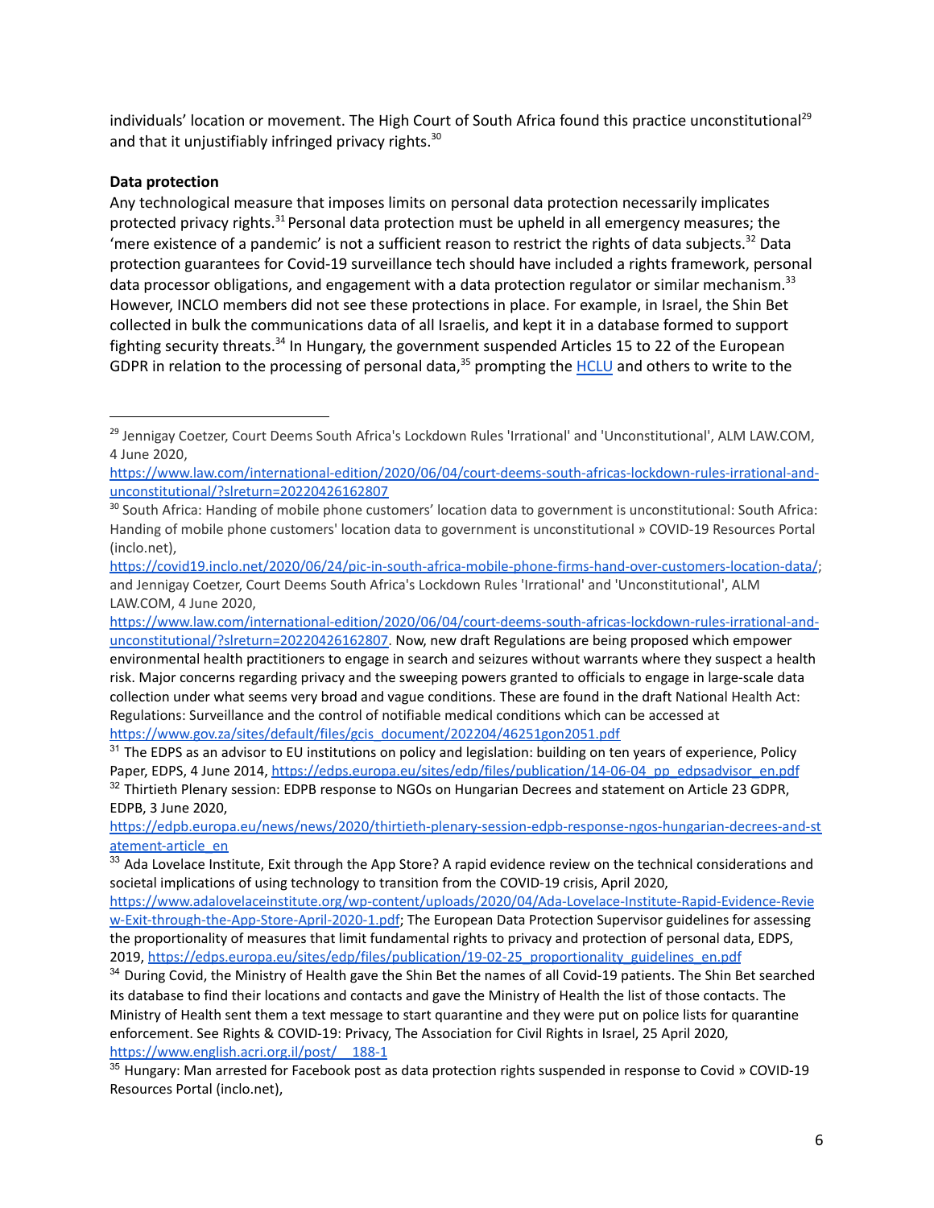individuals' location or movement. The High Court of South Africa found this practice unconstitutional[29] and that it unjustifiably infringed privacy rights.[30]

**Data protection**

Any technological measure that imposes limits on personal data protection necessarily implicates protected privacy rights.[31] Personal data protection must be upheld in all emergency measures; the 'mere existence of a pandemic' is not a sufficient reason to restrict the rights of data subjects.[32] Data protection guarantees for Covid-19 surveillance tech should have included a rights framework, personal data processor obligations, and engagement with a data protection regulator or similar mechanism.[33] However, INCLO members did not see these protections in place. For example, in Israel, the Shin Bet collected in bulk the communications data of all Israelis, and kept it in a database formed to support fighting security threats.[34] In Hungary, the government suspended Articles 15 to 22 of the European GDPR in relation to the processing of personal data,[35] prompting the [HCLU](HCLU) and others to write to the

---

[29] Jennigay Coetzer, Court Deems South Africa's Lockdown Rules 'Irrational' and 'Unconstitutional', ALM LAW.COM, 4 June 2020, https://www.law.com/international-edition/2020/06/04/court-deems-south-africas-lockdown-rules-irrational-and-unconstitutional/?slreturn=20220426162807

[30] South Africa: Handing of mobile phone customers' location data to government is unconstitutional: South Africa: Handing of mobile phone customers' location data to government is unconstitutional » COVID-19 Resources Portal (inclo.net), https://covid19.inclo.net/2020/06/24/pic-in-south-africa-mobile-phone-firms-hand-over-customers-location-data/; and Jennigay Coetzer, Court Deems South Africa's Lockdown Rules 'Irrational' and 'Unconstitutional', ALM LAW.COM, 4 June 2020, https://www.law.com/international-edition/2020/06/04/court-deems-south-africas-lockdown-rules-irrational-and-unconstitutional/?slreturn=20220426162807. Now, new draft Regulations are being proposed which empower environmental health practitioners to engage in search and seizures without warrants where they suspect a health risk. Major concerns regarding privacy and the sweeping powers granted to officials to engage in large-scale data collection under what seems very broad and vague conditions. These are found in the draft National Health Act: Regulations: Surveillance and the control of notifiable medical conditions which can be accessed at https://www.gov.za/sites/default/files/gcis_document/202204/46251gon2051.pdf

[31] The EDPS as an advisor to EU institutions on policy and legislation: building on ten years of experience, Policy Paper, EDPS, 4 June 2014, https://edps.europa.eu/sites/edp/files/publication/14-06-04_pp_edpsadvisor_en.pdf

[32] Thirtieth Plenary session: EDPB response to NGOs on Hungarian Decrees and statement on Article 23 GDPR, EDPB, 3 June 2020, https://edpb.europa.eu/news/news/2020/thirtieth-plenary-session-edpb-response-ngos-hungarian-decrees-and-statement-article_en

[33] Ada Lovelace Institute, Exit through the App Store? A rapid evidence review on the technical considerations and societal implications of using technology to transition from the COVID-19 crisis, April 2020, https://www.adalovelaceinstitute.org/wp-content/uploads/2020/04/Ada-Lovelace-Institute-Rapid-Evidence-Review-Exit-through-the-App-Store-April-2020-1.pdf; The European Data Protection Supervisor guidelines for assessing the proportionality of measures that limit fundamental rights to privacy and protection of personal data, EDPS, 2019, https://edps.europa.eu/sites/edp/files/publication/19-02-25_proportionality_guidelines_en.pdf

[34] During Covid, the Ministry of Health gave the Shin Bet the names of all Covid-19 patients. The Shin Bet searched its database to find their locations and contacts and gave the Ministry of Health the list of those contacts. The Ministry of Health sent them a text message to start quarantine and they were put on police lists for quarantine enforcement. See Rights & COVID-19: Privacy, The Association for Civil Rights in Israel, 25 April 2020, https://www.english.acri.org.il/post/__188-1

[35] Hungary: Man arrested for Facebook post as data protection rights suspended in response to Covid » COVID-19 Resources Portal (inclo.net),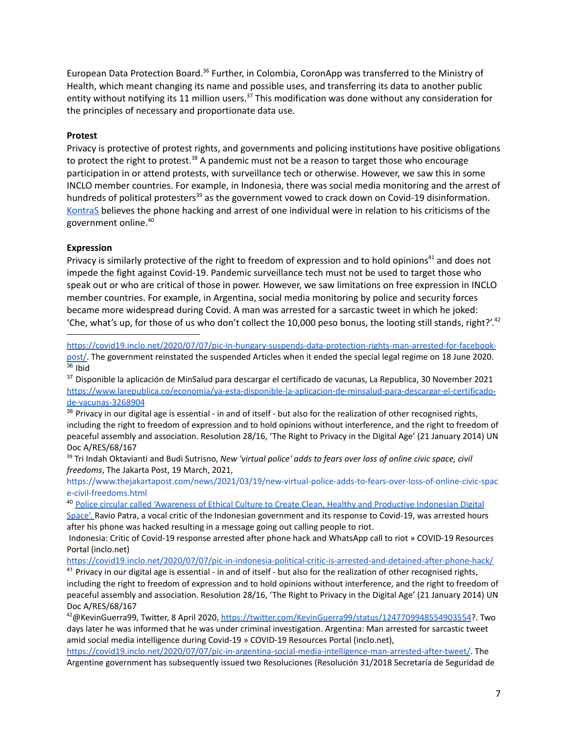European Data Protection Board.[36] Further, in Colombia, CoronApp was transferred to the Ministry of Health, which meant changing its name and possible uses, and transferring its data to another public entity without notifying its 11 million users.[37] This modification was done without any consideration for the principles of necessary and proportionate data use.

**Protest**

Privacy is protective of protest rights, and governments and policing institutions have positive obligations to protect the right to protest.[38] A pandemic must not be a reason to target those who encourage participation in or attend protests, with surveillance tech or otherwise. However, we saw this in some INCLO member countries. For example, in Indonesia, there was social media monitoring and the arrest of hundreds of political protesters[39] as the government vowed to crack down on Covid-19 disinformation. KontraS believes the phone hacking and arrest of one individual were in relation to his criticisms of the government online.[40]

**Expression**

Privacy is similarly protective of the right to freedom of expression and to hold opinions[41] and does not impede the fight against Covid-19. Pandemic surveillance tech must not be used to target those who speak out or who are critical of those in power. However, we saw limitations on free expression in INCLO member countries. For example, in Argentina, social media monitoring by police and security forces became more widespread during Covid. A man was arrested for a sarcastic tweet in which he joked: 'Che, what's up, for those of us who don't collect the 10,000 peso bonus, the looting still stands, right?'.[42]

---

https://covid19.inclo.net/2020/07/07/pic-in-hungary-suspends-data-protection-rights-man-arrested-for-facebook-post/. The government reinstated the suspended Articles when it ended the special legal regime on 18 June 2020.

[36] Ibid

[37] Disponible la aplicación de MinSalud para descargar el certificado de vacunas, La Republica, 30 November 2021 https://www.larepublica.co/economia/ya-esta-disponible-la-aplicacion-de-minsalud-para-descargar-el-certificado-de-vacunas-3268904

[38] Privacy in our digital age is essential - in and of itself - but also for the realization of other recognised rights, including the right to freedom of expression and to hold opinions without interference, and the right to freedom of peaceful assembly and association. Resolution 28/16, 'The Right to Privacy in the Digital Age' (21 January 2014) UN Doc A/RES/68/167

[39] Tri Indah Oktavianti and Budi Sutrisno, *New 'virtual police' adds to fears over loss of online civic space, civil freedoms*, The Jakarta Post, 19 March, 2021, https://www.thejakartapost.com/news/2021/03/19/new-virtual-police-adds-to-fears-over-loss-of-online-civic-space-civil-freedoms.html

[40] Police circular called 'Awareness of Ethical Culture to Create Clean, Healthy and Productive Indonesian Digital Space'. Ravio Patra, a vocal critic of the Indonesian government and its response to Covid-19, was arrested hours after his phone was hacked resulting in a message going out calling people to riot.
Indonesia: Critic of Covid-19 response arrested after phone hack and WhatsApp call to riot » COVID-19 Resources Portal (inclo.net)
https://covid19.inclo.net/2020/07/07/pic-in-indonesia-political-critic-is-arrested-and-detained-after-phone-hack/

[41] Privacy in our digital age is essential - in and of itself - but also for the realization of other recognised rights, including the right to freedom of expression and to hold opinions without interference, and the right to freedom of peaceful assembly and association. Resolution 28/16, 'The Right to Privacy in the Digital Age' (21 January 2014) UN Doc A/RES/68/167

[42] @KevinGuerra99, Twitter, 8 April 2020, https://twitter.com/KevinGuerra99/status/1247709948554903554?. Two days later he was informed that he was under criminal investigation. Argentina: Man arrested for sarcastic tweet amid social media intelligence during Covid-19 » COVID-19 Resources Portal (inclo.net), https://covid19.inclo.net/2020/07/07/pic-in-argentina-social-media-intelligence-man-arrested-after-tweet/. The Argentine government has subsequently issued two Resoluciones (Resolución 31/2018 Secretaría de Seguridad de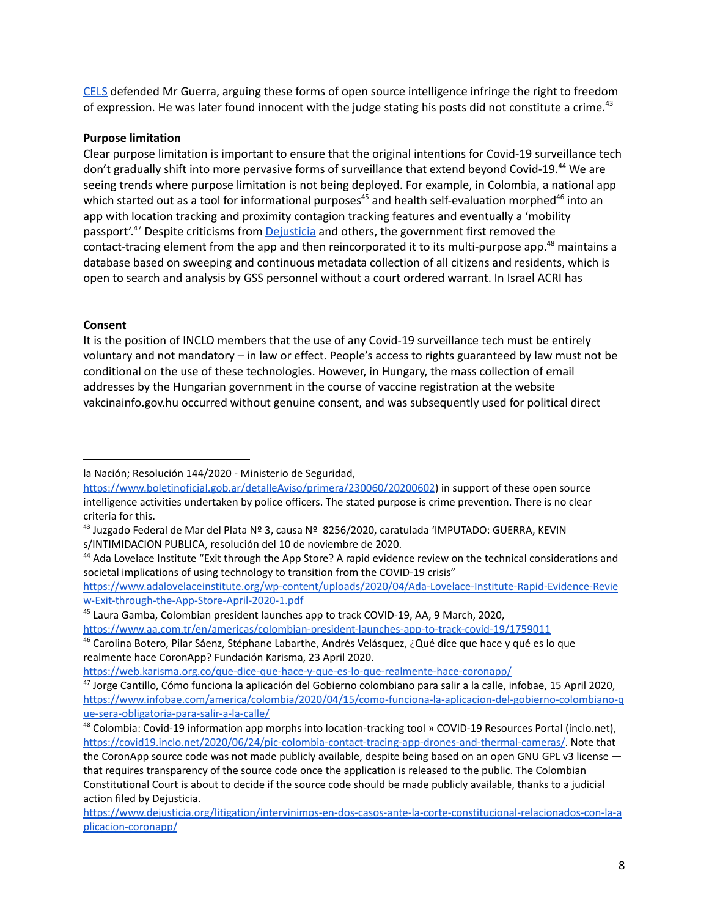CELS defended Mr Guerra, arguing these forms of open source intelligence infringe the right to freedom of expression. He was later found innocent with the judge stating his posts did not constitute a crime.[43]

**Purpose limitation**

Clear purpose limitation is important to ensure that the original intentions for Covid-19 surveillance tech don't gradually shift into more pervasive forms of surveillance that extend beyond Covid-19.[44] We are seeing trends where purpose limitation is not being deployed. For example, in Colombia, a national app which started out as a tool for informational purposes[45] and health self-evaluation morphed[46] into an app with location tracking and proximity contagion tracking features and eventually a 'mobility passport'.[47] Despite criticisms from Dejusticia and others, the government first removed the contact-tracing element from the app and then reincorporated it to its multi-purpose app.[48] maintains a database based on sweeping and continuous metadata collection of all citizens and residents, which is open to search and analysis by GSS personnel without a court ordered warrant. In Israel ACRI has

**Consent**

It is the position of INCLO members that the use of any Covid-19 surveillance tech must be entirely voluntary and not mandatory – in law or effect. People's access to rights guaranteed by law must not be conditional on the use of these technologies. However, in Hungary, the mass collection of email addresses by the Hungarian government in the course of vaccine registration at the website vakcinainfo.gov.hu occurred without genuine consent, and was subsequently used for political direct

---

la Nación; Resolución 144/2020 - Ministerio de Seguridad, https://www.boletinoficial.gob.ar/detalleAviso/primera/230060/20200602) in support of these open source intelligence activities undertaken by police officers. The stated purpose is crime prevention. There is no clear criteria for this.

[43] Juzgado Federal de Mar del Plata Nº 3, causa Nº 8256/2020, caratulada 'IMPUTADO: GUERRA, KEVIN s/INTIMIDACION PUBLICA, resolución del 10 de noviembre de 2020.

[44] Ada Lovelace Institute "Exit through the App Store? A rapid evidence review on the technical considerations and societal implications of using technology to transition from the COVID-19 crisis" https://www.adalovelaceinstitute.org/wp-content/uploads/2020/04/Ada-Lovelace-Institute-Rapid-Evidence-Review-Exit-through-the-App-Store-April-2020-1.pdf

[45] Laura Gamba, Colombian president launches app to track COVID-19, AA, 9 March, 2020, https://www.aa.com.tr/en/americas/colombian-president-launches-app-to-track-covid-19/1759011

[46] Carolina Botero, Pilar Sáenz, Stéphane Labarthe, Andrés Velásquez, ¿Qué dice que hace y qué es lo que realmente hace CoronApp? Fundación Karisma, 23 April 2020. https://web.karisma.org.co/que-dice-que-hace-y-que-es-lo-que-realmente-hace-coronapp/

[47] Jorge Cantillo, Cómo funciona la aplicación del Gobierno colombiano para salir a la calle, infobae, 15 April 2020, https://www.infobae.com/america/colombia/2020/04/15/como-funciona-la-aplicacion-del-gobierno-colombiano-que-sera-obligatoria-para-salir-a-la-calle/

[48] Colombia: Covid-19 information app morphs into location-tracking tool » COVID-19 Resources Portal (inclo.net), https://covid19.inclo.net/2020/06/24/pic-colombia-contact-tracing-app-drones-and-thermal-cameras/. Note that the CoronApp source code was not made publicly available, despite being based on an open GNU GPL v3 license — that requires transparency of the source code once the application is released to the public. The Colombian Constitutional Court is about to decide if the source code should be made publicly available, thanks to a judicial action filed by Dejusticia. https://www.dejusticia.org/litigation/intervinimos-en-dos-casos-ante-la-corte-constitucional-relacionados-con-la-aplicacion-coronapp/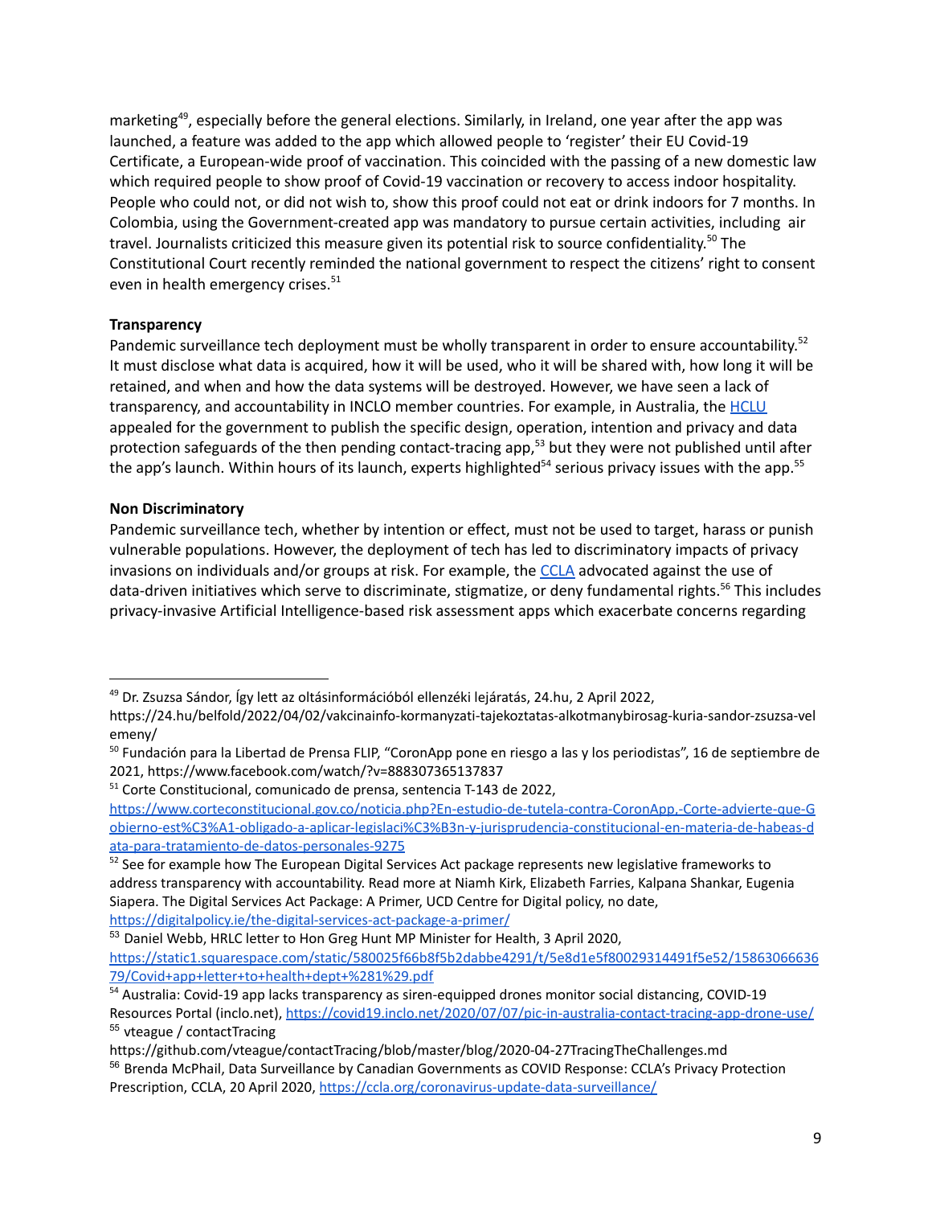marketing[49], especially before the general elections. Similarly, in Ireland, one year after the app was launched, a feature was added to the app which allowed people to 'register' their EU Covid-19 Certificate, a European-wide proof of vaccination. This coincided with the passing of a new domestic law which required people to show proof of Covid-19 vaccination or recovery to access indoor hospitality. People who could not, or did not wish to, show this proof could not eat or drink indoors for 7 months. In Colombia, using the Government-created app was mandatory to pursue certain activities, including air travel. Journalists criticized this measure given its potential risk to source confidentiality.[50] The Constitutional Court recently reminded the national government to respect the citizens' right to consent even in health emergency crises.[51]

**Transparency**

Pandemic surveillance tech deployment must be wholly transparent in order to ensure accountability.[52] It must disclose what data is acquired, how it will be used, who it will be shared with, how long it will be retained, and when and how the data systems will be destroyed. However, we have seen a lack of transparency, and accountability in INCLO member countries. For example, in Australia, the [HCLU](#) appealed for the government to publish the specific design, operation, intention and privacy and data protection safeguards of the then pending contact-tracing app,[53] but they were not published until after the app's launch. Within hours of its launch, experts highlighted[54] serious privacy issues with the app.[55]

**Non Discriminatory**

Pandemic surveillance tech, whether by intention or effect, must not be used to target, harass or punish vulnerable populations. However, the deployment of tech has led to discriminatory impacts of privacy invasions on individuals and/or groups at risk. For example, the [CCLA](#) advocated against the use of data-driven initiatives which serve to discriminate, stigmatize, or deny fundamental rights.[56] This includes privacy-invasive Artificial Intelligence-based risk assessment apps which exacerbate concerns regarding

---

[49] Dr. Zsuzsa Sándor, Így lett az oltásinformációból ellenzéki lejáratás, 24.hu, 2 April 2022, https://24.hu/belfold/2022/04/02/vakcinainfo-kormanyzati-tajekoztatas-alkotmanybirosag-kuria-sandor-zsuzsa-velemeny/

[50] Fundación para la Libertad de Prensa FLIP, "CoronApp pone en riesgo a las y los periodistas", 16 de septiembre de 2021, https://www.facebook.com/watch/?v=888307365137837

[51] Corte Constitucional, comunicado de prensa, sentencia T-143 de 2022, https://www.corteconstitucional.gov.co/noticia.php?En-estudio-de-tutela-contra-CoronApp,-Corte-advierte-que-Gobierno-est%C3%A1-obligado-a-aplicar-legislaci%C3%B3n-y-jurisprudencia-constitucional-en-materia-de-habeas-data-para-tratamiento-de-datos-personales-9275

[52] See for example how The European Digital Services Act package represents new legislative frameworks to address transparency with accountability. Read more at Niamh Kirk, Elizabeth Farries, Kalpana Shankar, Eugenia Siapera. The Digital Services Act Package: A Primer, UCD Centre for Digital policy, no date, https://digitalpolicy.ie/the-digital-services-act-package-a-primer/

[53] Daniel Webb, HRLC letter to Hon Greg Hunt MP Minister for Health, 3 April 2020, https://static1.squarespace.com/static/580025f66b8f5b2dabbe4291/t/5e8d1e5f80029314491f5e52/1586306663679/Covid+app+letter+to+health+dept+%281%29.pdf

[54] Australia: Covid-19 app lacks transparency as siren-equipped drones monitor social distancing, COVID-19 Resources Portal (inclo.net), https://covid19.inclo.net/2020/07/07/pic-in-australia-contact-tracing-app-drone-use/

[55] vteague / contactTracing https://github.com/vteague/contactTracing/blob/master/blog/2020-04-27TracingTheChallenges.md

[56] Brenda McPhail, Data Surveillance by Canadian Governments as COVID Response: CCLA's Privacy Protection Prescription, CCLA, 20 April 2020, https://ccla.org/coronavirus-update-data-surveillance/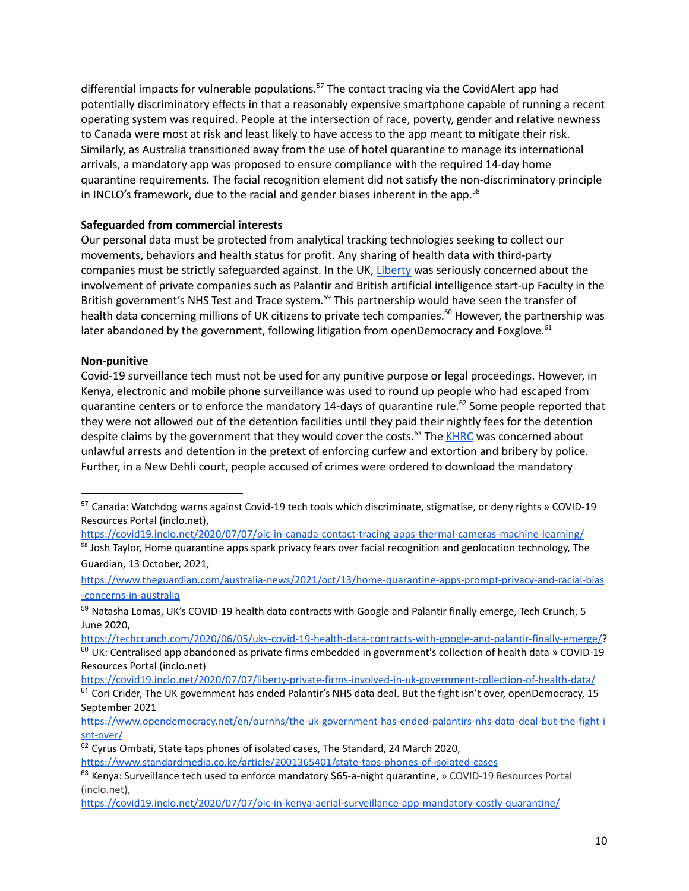differential impacts for vulnerable populations.[57] The contact tracing via the CovidAlert app had potentially discriminatory effects in that a reasonably expensive smartphone capable of running a recent operating system was required. People at the intersection of race, poverty, gender and relative newness to Canada were most at risk and least likely to have access to the app meant to mitigate their risk. Similarly, as Australia transitioned away from the use of hotel quarantine to manage its international arrivals, a mandatory app was proposed to ensure compliance with the required 14-day home quarantine requirements. The facial recognition element did not satisfy the non-discriminatory principle in INCLO's framework, due to the racial and gender biases inherent in the app.[58]

**Safeguarded from commercial interests**

Our personal data must be protected from analytical tracking technologies seeking to collect our movements, behaviors and health status for profit. Any sharing of health data with third-party companies must be strictly safeguarded against. In the UK, [Liberty](#) was seriously concerned about the involvement of private companies such as Palantir and British artificial intelligence start-up Faculty in the British government's NHS Test and Trace system.[59] This partnership would have seen the transfer of health data concerning millions of UK citizens to private tech companies.[60] However, the partnership was later abandoned by the government, following litigation from openDemocracy and Foxglove.[61]

**Non-punitive**

Covid-19 surveillance tech must not be used for any punitive purpose or legal proceedings. However, in Kenya, electronic and mobile phone surveillance was used to round up people who had escaped from quarantine centers or to enforce the mandatory 14-days of quarantine rule.[62] Some people reported that they were not allowed out of the detention facilities until they paid their nightly fees for the detention despite claims by the government that they would cover the costs.[63] The [KHRC](#) was concerned about unlawful arrests and detention in the pretext of enforcing curfew and extortion and bribery by police. Further, in a New Dehli court, people accused of crimes were ordered to download the mandatory

---

[57] Canada: Watchdog warns against Covid-19 tech tools which discriminate, stigmatise, or deny rights » COVID-19 Resources Portal (inclo.net), https://covid19.inclo.net/2020/07/07/pic-in-canada-contact-tracing-apps-thermal-cameras-machine-learning/

[58] Josh Taylor, Home quarantine apps spark privacy fears over facial recognition and geolocation technology, The Guardian, 13 October, 2021, https://www.theguardian.com/australia-news/2021/oct/13/home-quarantine-apps-prompt-privacy-and-racial-bias-concerns-in-australia

[59] Natasha Lomas, UK's COVID-19 health data contracts with Google and Palantir finally emerge, Tech Crunch, 5 June 2020, https://techcrunch.com/2020/06/05/uks-covid-19-health-data-contracts-with-google-and-palantir-finally-emerge/?

[60] UK: Centralised app abandoned as private firms embedded in government's collection of health data » COVID-19 Resources Portal (inclo.net) https://covid19.inclo.net/2020/07/07/liberty-private-firms-involved-in-uk-government-collection-of-health-data/

[61] Cori Crider, The UK government has ended Palantir's NHS data deal. But the fight isn't over, openDemocracy, 15 September 2021 https://www.opendemocracy.net/en/ournhs/the-uk-government-has-ended-palantirs-nhs-data-deal-but-the-fight-isnt-over/

[62] Cyrus Ombati, State taps phones of isolated cases, The Standard, 24 March 2020, https://www.standardmedia.co.ke/article/2001365401/state-taps-phones-of-isolated-cases

[63] Kenya: Surveillance tech used to enforce mandatory $65-a-night quarantine, » COVID-19 Resources Portal (inclo.net), https://covid19.inclo.net/2020/07/07/pic-in-kenya-aerial-surveillance-app-mandatory-costly-quarantine/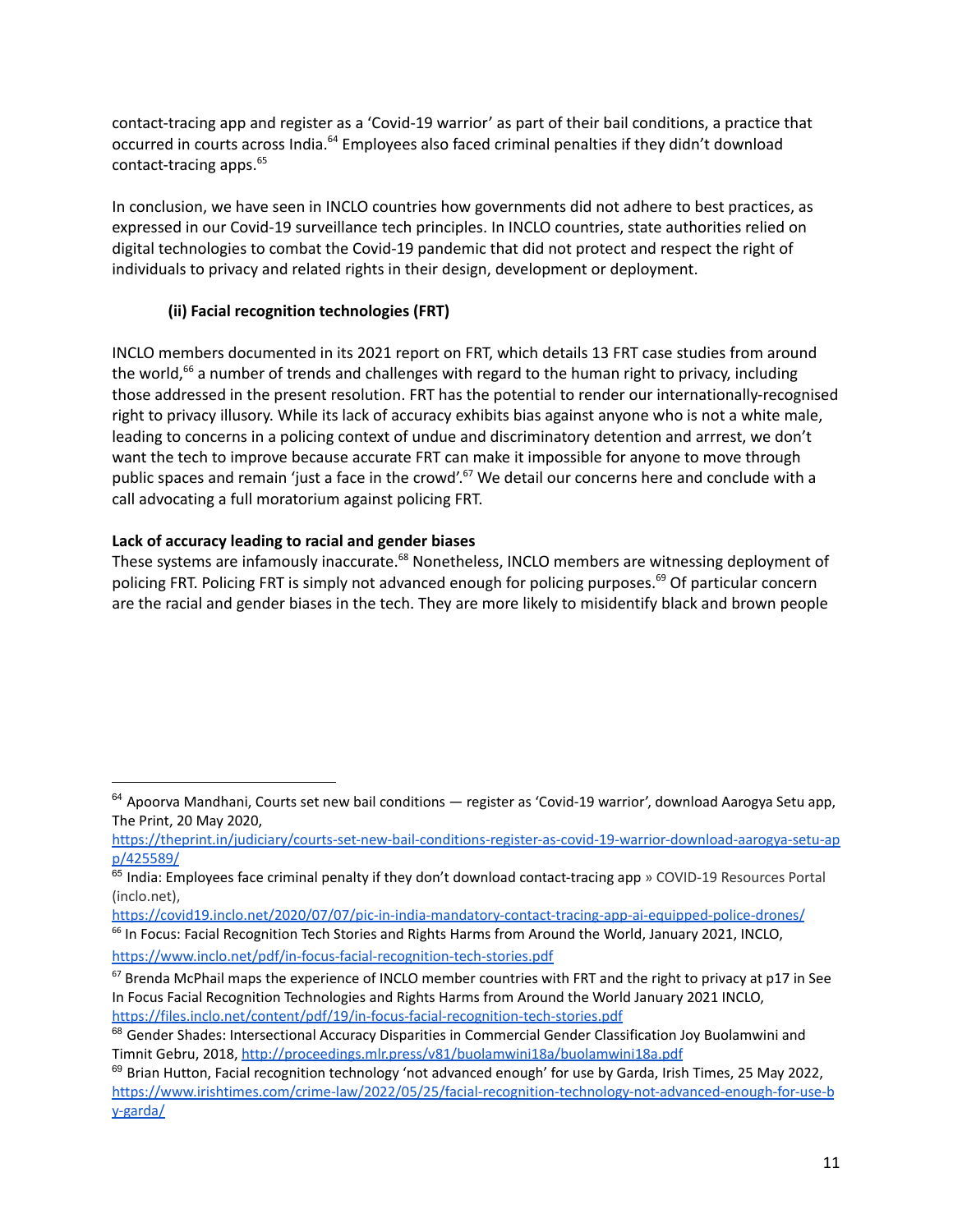contact-tracing app and register as a 'Covid-19 warrior' as part of their bail conditions, a practice that occurred in courts across India.[64] Employees also faced criminal penalties if they didn't download contact-tracing apps.[65]

In conclusion, we have seen in INCLO countries how governments did not adhere to best practices, as expressed in our Covid-19 surveillance tech principles. In INCLO countries, state authorities relied on digital technologies to combat the Covid-19 pandemic that did not protect and respect the right of individuals to privacy and related rights in their design, development or deployment.

### (ii) Facial recognition technologies (FRT)

INCLO members documented in its 2021 report on FRT, which details 13 FRT case studies from around the world,[66] a number of trends and challenges with regard to the human right to privacy, including those addressed in the present resolution. FRT has the potential to render our internationally-recognised right to privacy illusory. While its lack of accuracy exhibits bias against anyone who is not a white male, leading to concerns in a policing context of undue and discriminatory detention and arrrest, we don't want the tech to improve because accurate FRT can make it impossible for anyone to move through public spaces and remain 'just a face in the crowd'.[67] We detail our concerns here and conclude with a call advocating a full moratorium against policing FRT.

**Lack of accuracy leading to racial and gender biases**

These systems are infamously inaccurate.[68] Nonetheless, INCLO members are witnessing deployment of policing FRT. Policing FRT is simply not advanced enough for policing purposes.[69] Of particular concern are the racial and gender biases in the tech. They are more likely to misidentify black and brown people

---

[64] Apoorva Mandhani, Courts set new bail conditions — register as 'Covid-19 warrior', download Aarogya Setu app, The Print, 20 May 2020, https://theprint.in/judiciary/courts-set-new-bail-conditions-register-as-covid-19-warrior-download-aarogya-setu-app/425589/

[65] India: Employees face criminal penalty if they don't download contact-tracing app » COVID-19 Resources Portal (inclo.net), https://covid19.inclo.net/2020/07/07/pic-in-india-mandatory-contact-tracing-app-ai-equipped-police-drones/

[66] In Focus: Facial Recognition Tech Stories and Rights Harms from Around the World, January 2021, INCLO, https://www.inclo.net/pdf/in-focus-facial-recognition-tech-stories.pdf

[67] Brenda McPhail maps the experience of INCLO member countries with FRT and the right to privacy at p17 in See In Focus Facial Recognition Technologies and Rights Harms from Around the World January 2021 INCLO, https://files.inclo.net/content/pdf/19/in-focus-facial-recognition-tech-stories.pdf

[68] Gender Shades: Intersectional Accuracy Disparities in Commercial Gender Classification Joy Buolamwini and Timnit Gebru, 2018, http://proceedings.mlr.press/v81/buolamwini18a/buolamwini18a.pdf

[69] Brian Hutton, Facial recognition technology 'not advanced enough' for use by Garda, Irish Times, 25 May 2022, https://www.irishtimes.com/crime-law/2022/05/25/facial-recognition-technology-not-advanced-enough-for-use-by-garda/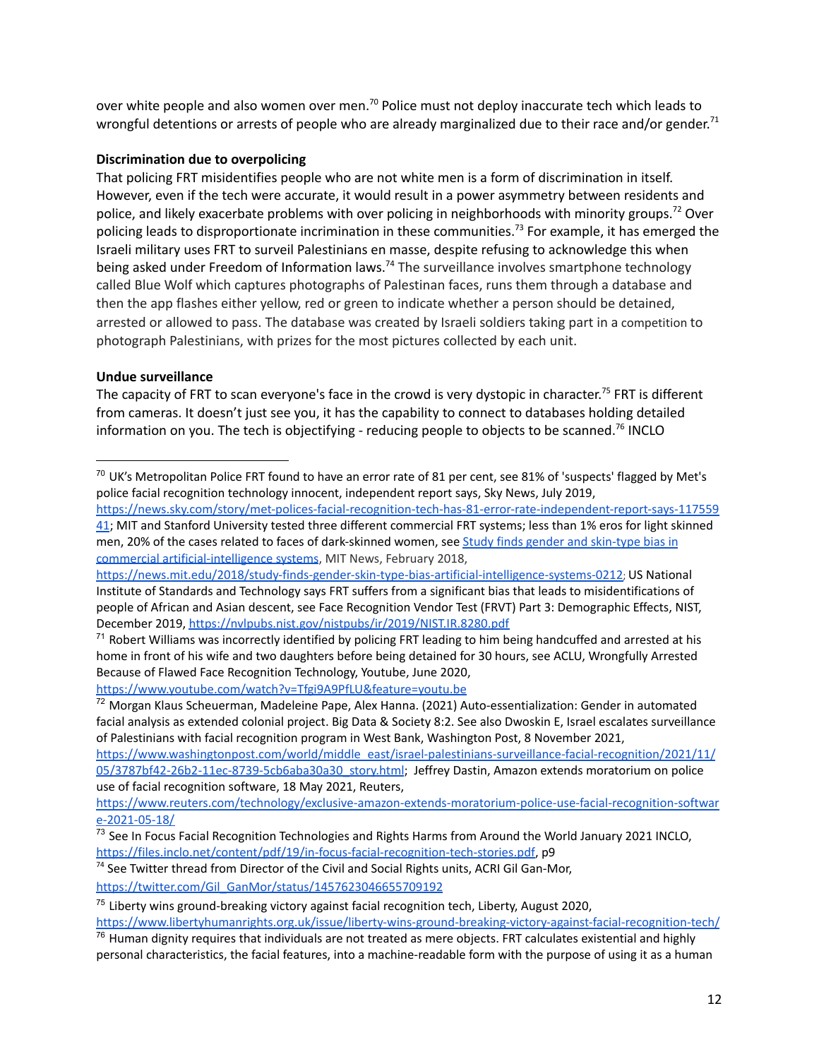over white people and also women over men.[70] Police must not deploy inaccurate tech which leads to wrongful detentions or arrests of people who are already marginalized due to their race and/or gender.[71]

**Discrimination due to overpolicing**

That policing FRT misidentifies people who are not white men is a form of discrimination in itself. However, even if the tech were accurate, it would result in a power asymmetry between residents and police, and likely exacerbate problems with over policing in neighborhoods with minority groups.[72] Over policing leads to disproportionate incrimination in these communities.[73] For example, it has emerged the Israeli military uses FRT to surveil Palestinians en masse, despite refusing to acknowledge this when being asked under Freedom of Information laws.[74] The surveillance involves smartphone technology called Blue Wolf which captures photographs of Palestinan faces, runs them through a database and then the app flashes either yellow, red or green to indicate whether a person should be detained, arrested or allowed to pass. The database was created by Israeli soldiers taking part in a competition to photograph Palestinians, with prizes for the most pictures collected by each unit.

**Undue surveillance**

The capacity of FRT to scan everyone's face in the crowd is very dystopic in character.[75] FRT is different from cameras. It doesn't just see you, it has the capability to connect to databases holding detailed information on you. The tech is objectifying - reducing people to objects to be scanned.[76] INCLO

---

[70] UK's Metropolitan Police FRT found to have an error rate of 81 per cent, see 81% of 'suspects' flagged by Met's police facial recognition technology innocent, independent report says, Sky News, July 2019, https://news.sky.com/story/met-polices-facial-recognition-tech-has-81-error-rate-independent-report-says-11755941; MIT and Stanford University tested three different commercial FRT systems; less than 1% eros for light skinned men, 20% of the cases related to faces of dark-skinned women, see [Study finds gender and skin-type bias in commercial artificial-intelligence systems](https://news.mit.edu/2018/study-finds-gender-skin-type-bias-artificial-intelligence-systems-0212), MIT News, February 2018, https://news.mit.edu/2018/study-finds-gender-skin-type-bias-artificial-intelligence-systems-0212; US National Institute of Standards and Technology says FRT suffers from a significant bias that leads to misidentifications of people of African and Asian descent, see Face Recognition Vendor Test (FRVT) Part 3: Demographic Effects, NIST, December 2019, https://nvlpubs.nist.gov/nistpubs/ir/2019/NIST.IR.8280.pdf

[71] Robert Williams was incorrectly identified by policing FRT leading to him being handcuffed and arrested at his home in front of his wife and two daughters before being detained for 30 hours, see ACLU, Wrongfully Arrested Because of Flawed Face Recognition Technology, Youtube, June 2020, https://www.youtube.com/watch?v=Tfgi9A9PfLU&feature=youtu.be

[72] Morgan Klaus Scheuerman, Madeleine Pape, Alex Hanna. (2021) Auto-essentialization: Gender in automated facial analysis as extended colonial project. Big Data & Society 8:2. See also Dwoskin E, Israel escalates surveillance of Palestinians with facial recognition program in West Bank, Washington Post, 8 November 2021, https://www.washingtonpost.com/world/middle_east/israel-palestinians-surveillance-facial-recognition/2021/11/05/3787bf42-26b2-11ec-8739-5cb6aba30a30_story.html; Jeffrey Dastin, Amazon extends moratorium on police use of facial recognition software, 18 May 2021, Reuters, https://www.reuters.com/technology/exclusive-amazon-extends-moratorium-police-use-facial-recognition-software-2021-05-18/

[73] See In Focus Facial Recognition Technologies and Rights Harms from Around the World January 2021 INCLO, https://files.inclo.net/content/pdf/19/in-focus-facial-recognition-tech-stories.pdf, p9

[74] See Twitter thread from Director of the Civil and Social Rights units, ACRI Gil Gan-Mor, https://twitter.com/Gil_GanMor/status/1457623046655709192

[75] Liberty wins ground-breaking victory against facial recognition tech, Liberty, August 2020, https://www.libertyhumanrights.org.uk/issue/liberty-wins-ground-breaking-victory-against-facial-recognition-tech/

[76] Human dignity requires that individuals are not treated as mere objects. FRT calculates existential and highly personal characteristics, the facial features, into a machine-readable form with the purpose of using it as a human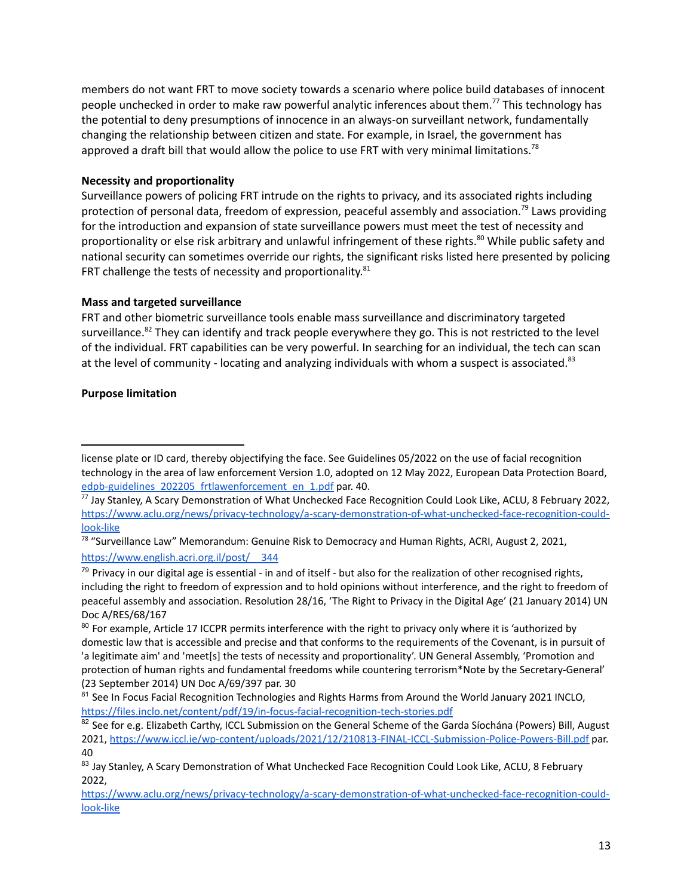members do not want FRT to move society towards a scenario where police build databases of innocent people unchecked in order to make raw powerful analytic inferences about them.[77] This technology has the potential to deny presumptions of innocence in an always-on surveillant network, fundamentally changing the relationship between citizen and state. For example, in Israel, the government has approved a draft bill that would allow the police to use FRT with very minimal limitations.[78]

**Necessity and proportionality**

Surveillance powers of policing FRT intrude on the rights to privacy, and its associated rights including protection of personal data, freedom of expression, peaceful assembly and association.[79] Laws providing for the introduction and expansion of state surveillance powers must meet the test of necessity and proportionality or else risk arbitrary and unlawful infringement of these rights.[80] While public safety and national security can sometimes override our rights, the significant risks listed here presented by policing FRT challenge the tests of necessity and proportionality.[81]

**Mass and targeted surveillance**

FRT and other biometric surveillance tools enable mass surveillance and discriminatory targeted surveillance.[82] They can identify and track people everywhere they go. This is not restricted to the level of the individual. FRT capabilities can be very powerful. In searching for an individual, the tech can scan at the level of community - locating and analyzing individuals with whom a suspect is associated.[83]

**Purpose limitation**

---

license plate or ID card, thereby objectifying the face. See Guidelines 05/2022 on the use of facial recognition technology in the area of law enforcement Version 1.0, adopted on 12 May 2022, European Data Protection Board, [edpb-guidelines_202205_frtlawenforcement_en_1.pdf](edpb-guidelines_202205_frtlawenforcement_en_1.pdf) par. 40.

[77] Jay Stanley, A Scary Demonstration of What Unchecked Face Recognition Could Look Like, ACLU, 8 February 2022, https://www.aclu.org/news/privacy-technology/a-scary-demonstration-of-what-unchecked-face-recognition-could-look-like

[78] "Surveillance Law" Memorandum: Genuine Risk to Democracy and Human Rights, ACRI, August 2, 2021, https://www.english.acri.org.il/post/__344

[79] Privacy in our digital age is essential - in and of itself - but also for the realization of other recognised rights, including the right to freedom of expression and to hold opinions without interference, and the right to freedom of peaceful assembly and association. Resolution 28/16, 'The Right to Privacy in the Digital Age' (21 January 2014) UN Doc A/RES/68/167

[80] For example, Article 17 ICCPR permits interference with the right to privacy only where it is 'authorized by domestic law that is accessible and precise and that conforms to the requirements of the Covenant, is in pursuit of 'a legitimate aim' and 'meet[s] the tests of necessity and proportionality'. UN General Assembly, 'Promotion and protection of human rights and fundamental freedoms while countering terrorism*Note by the Secretary-General' (23 September 2014) UN Doc A/69/397 par. 30

[81] See In Focus Facial Recognition Technologies and Rights Harms from Around the World January 2021 INCLO, https://files.inclo.net/content/pdf/19/in-focus-facial-recognition-tech-stories.pdf

[82] See for e.g. Elizabeth Carthy, ICCL Submission on the General Scheme of the Garda Síochána (Powers) Bill, August 2021, https://www.iccl.ie/wp-content/uploads/2021/12/210813-FINAL-ICCL-Submission-Police-Powers-Bill.pdf par. 40

[83] Jay Stanley, A Scary Demonstration of What Unchecked Face Recognition Could Look Like, ACLU, 8 February 2022, https://www.aclu.org/news/privacy-technology/a-scary-demonstration-of-what-unchecked-face-recognition-could-look-like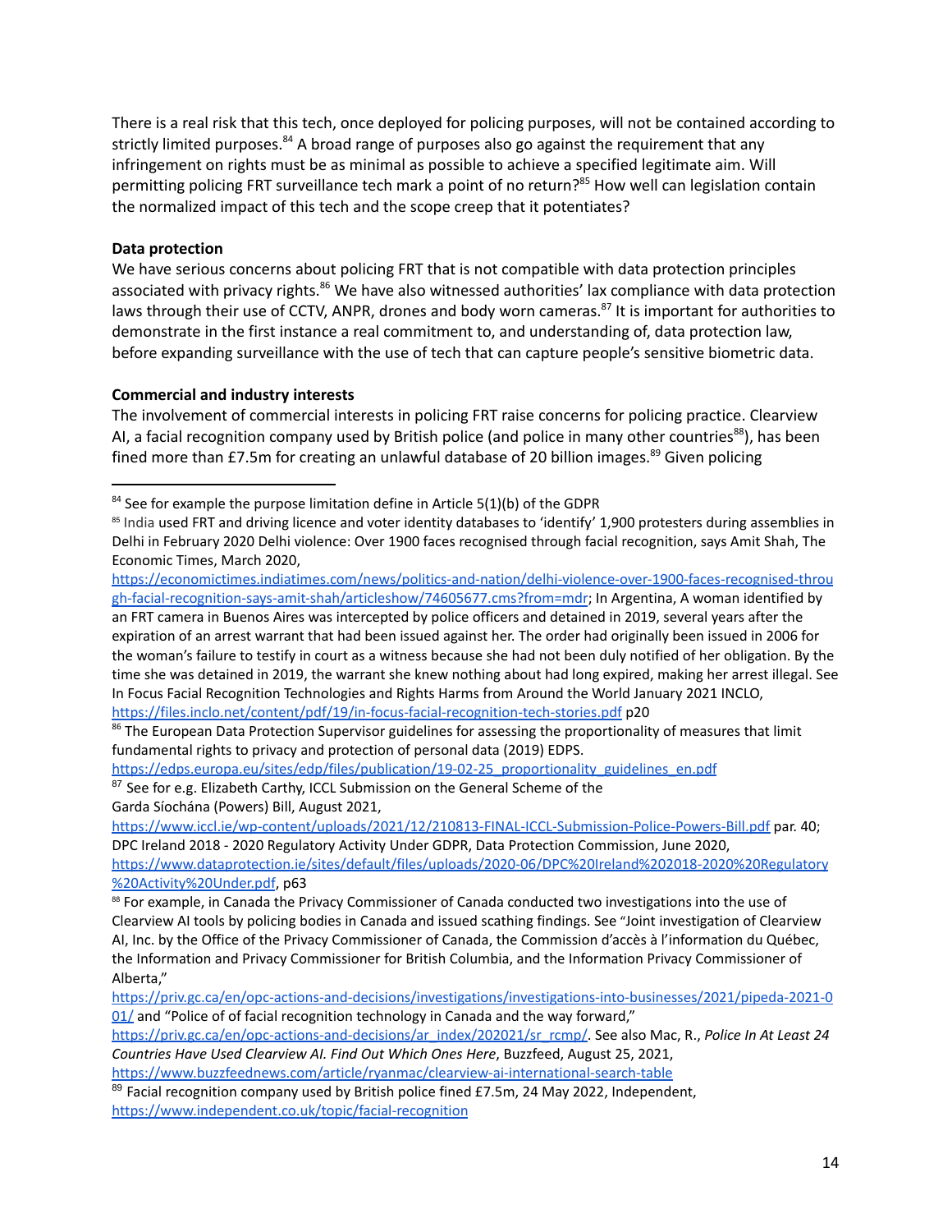There is a real risk that this tech, once deployed for policing purposes, will not be contained according to strictly limited purposes.[84] A broad range of purposes also go against the requirement that any infringement on rights must be as minimal as possible to achieve a specified legitimate aim. Will permitting policing FRT surveillance tech mark a point of no return?[85] How well can legislation contain the normalized impact of this tech and the scope creep that it potentiates?

**Data protection**

We have serious concerns about policing FRT that is not compatible with data protection principles associated with privacy rights.[86] We have also witnessed authorities' lax compliance with data protection laws through their use of CCTV, ANPR, drones and body worn cameras.[87] It is important for authorities to demonstrate in the first instance a real commitment to, and understanding of, data protection law, before expanding surveillance with the use of tech that can capture people's sensitive biometric data.

**Commercial and industry interests**

The involvement of commercial interests in policing FRT raise concerns for policing practice. Clearview AI, a facial recognition company used by British police (and police in many other countries[88]), has been fined more than £7.5m for creating an unlawful database of 20 billion images.[89] Given policing

---

[84] See for example the purpose limitation define in Article 5(1)(b) of the GDPR

[85] India used FRT and driving licence and voter identity databases to 'identify' 1,900 protesters during assemblies in Delhi in February 2020 Delhi violence: Over 1900 faces recognised through facial recognition, says Amit Shah, The Economic Times, March 2020, https://economictimes.indiatimes.com/news/politics-and-nation/delhi-violence-over-1900-faces-recognised-through-facial-recognition-says-amit-shah/articleshow/74605677.cms?from=mdr; In Argentina, A woman identified by an FRT camera in Buenos Aires was intercepted by police officers and detained in 2019, several years after the expiration of an arrest warrant that had been issued against her. The order had originally been issued in 2006 for the woman's failure to testify in court as a witness because she had not been duly notified of her obligation. By the time she was detained in 2019, the warrant she knew nothing about had long expired, making her arrest illegal. See In Focus Facial Recognition Technologies and Rights Harms from Around the World January 2021 INCLO, https://files.inclo.net/content/pdf/19/in-focus-facial-recognition-tech-stories.pdf p20

[86] The European Data Protection Supervisor guidelines for assessing the proportionality of measures that limit fundamental rights to privacy and protection of personal data (2019) EDPS. https://edps.europa.eu/sites/edp/files/publication/19-02-25_proportionality_guidelines_en.pdf

[87] See for e.g. Elizabeth Carthy, ICCL Submission on the General Scheme of the Garda Síochána (Powers) Bill, August 2021, https://www.iccl.ie/wp-content/uploads/2021/12/210813-FINAL-ICCL-Submission-Police-Powers-Bill.pdf par. 40; DPC Ireland 2018 - 2020 Regulatory Activity Under GDPR, Data Protection Commission, June 2020, https://www.dataprotection.ie/sites/default/files/uploads/2020-06/DPC%20Ireland%202018-2020%20Regulatory%20Activity%20Under.pdf, p63

[88] For example, in Canada the Privacy Commissioner of Canada conducted two investigations into the use of Clearview AI tools by policing bodies in Canada and issued scathing findings. See "Joint investigation of Clearview AI, Inc. by the Office of the Privacy Commissioner of Canada, the Commission d'accès à l'information du Québec, the Information and Privacy Commissioner for British Columbia, and the Information Privacy Commissioner of Alberta," https://priv.gc.ca/en/opc-actions-and-decisions/investigations/investigations-into-businesses/2021/pipeda-2021-001/ and "Police of of facial recognition technology in Canada and the way forward," https://priv.gc.ca/en/opc-actions-and-decisions/ar_index/202021/sr_rcmp/. See also Mac, R., *Police In At Least 24 Countries Have Used Clearview AI. Find Out Which Ones Here*, Buzzfeed, August 25, 2021, https://www.buzzfeednews.com/article/ryanmac/clearview-ai-international-search-table

[89] Facial recognition company used by British police fined £7.5m, 24 May 2022, Independent, https://www.independent.co.uk/topic/facial-recognition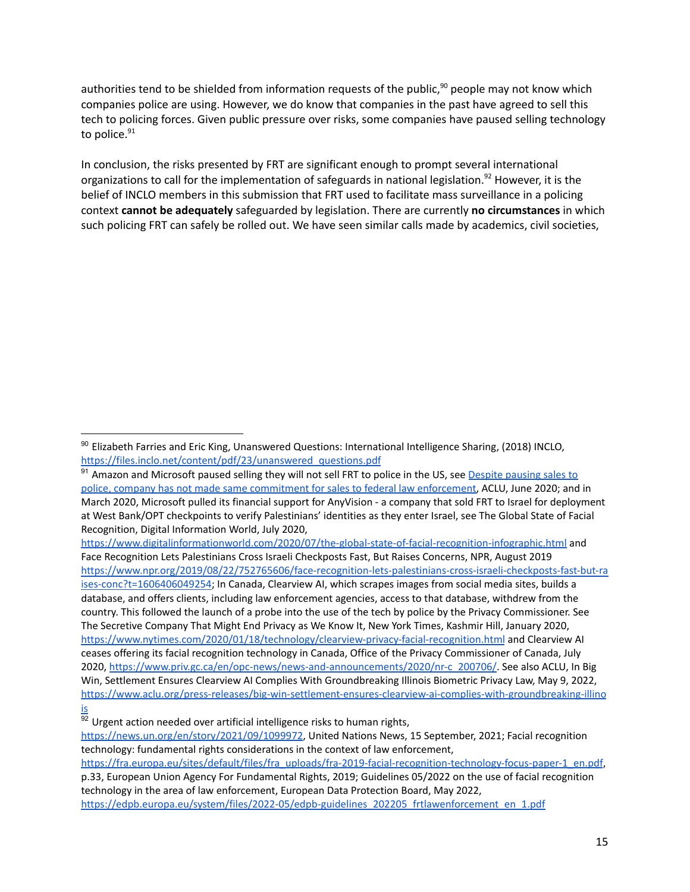authorities tend to be shielded from information requests of the public,[90] people may not know which companies police are using. However, we do know that companies in the past have agreed to sell this tech to policing forces. Given public pressure over risks, some companies have paused selling technology to police.[91]

In conclusion, the risks presented by FRT are significant enough to prompt several international organizations to call for the implementation of safeguards in national legislation.[92] However, it is the belief of INCLO members in this submission that FRT used to facilitate mass surveillance in a policing context **cannot be adequately** safeguarded by legislation. There are currently **no circumstances** in which such policing FRT can safely be rolled out. We have seen similar calls made by academics, civil societies,

---

[90] Elizabeth Farries and Eric King, Unanswered Questions: International Intelligence Sharing, (2018) INCLO, https://files.inclo.net/content/pdf/23/unanswered_questions.pdf

[91] Amazon and Microsoft paused selling they will not sell FRT to police in the US, see [Despite pausing sales to police, company has not made same commitment for sales to federal law enforcement](), ACLU, June 2020; and in March 2020, Microsoft pulled its financial support for AnyVision - a company that sold FRT to Israel for deployment at West Bank/OPT checkpoints to verify Palestinians' identities as they enter Israel, see The Global State of Facial Recognition, Digital Information World, July 2020, https://www.digitalinformationworld.com/2020/07/the-global-state-of-facial-recognition-infographic.html and Face Recognition Lets Palestinians Cross Israeli Checkpoints Fast, But Raises Concerns, NPR, August 2019 https://www.npr.org/2019/08/22/752765606/face-recognition-lets-palestinians-cross-israeli-checkposts-fast-but-raises-conc?t=1606406049254; In Canada, Clearview AI, which scrapes images from social media sites, builds a database, and offers clients, including law enforcement agencies, access to that database, withdrew from the country. This followed the launch of a probe into the use of the tech by police by the Privacy Commissioner. See The Secretive Company That Might End Privacy as We Know It, New York Times, Kashmir Hill, January 2020, https://www.nytimes.com/2020/01/18/technology/clearview-privacy-facial-recognition.html and Clearview AI ceases offering its facial recognition technology in Canada, Office of the Privacy Commissioner of Canada, July 2020, https://www.priv.gc.ca/en/opc-news/news-and-announcements/2020/nr-c_200706/. See also ACLU, In Big Win, Settlement Ensures Clearview AI Complies With Groundbreaking Illinois Biometric Privacy Law, May 9, 2022, https://www.aclu.org/press-releases/big-win-settlement-ensures-clearview-ai-complies-with-groundbreaking-illinois

[92] Urgent action needed over artificial intelligence risks to human rights, https://news.un.org/en/story/2021/09/1099972, United Nations News, 15 September, 2021; Facial recognition technology: fundamental rights considerations in the context of law enforcement, https://fra.europa.eu/sites/default/files/fra_uploads/fra-2019-facial-recognition-technology-focus-paper-1_en.pdf, p.33, European Union Agency For Fundamental Rights, 2019; Guidelines 05/2022 on the use of facial recognition technology in the area of law enforcement, European Data Protection Board, May 2022, https://edpb.europa.eu/system/files/2022-05/edpb-guidelines_202205_frtlawenforcement_en_1.pdf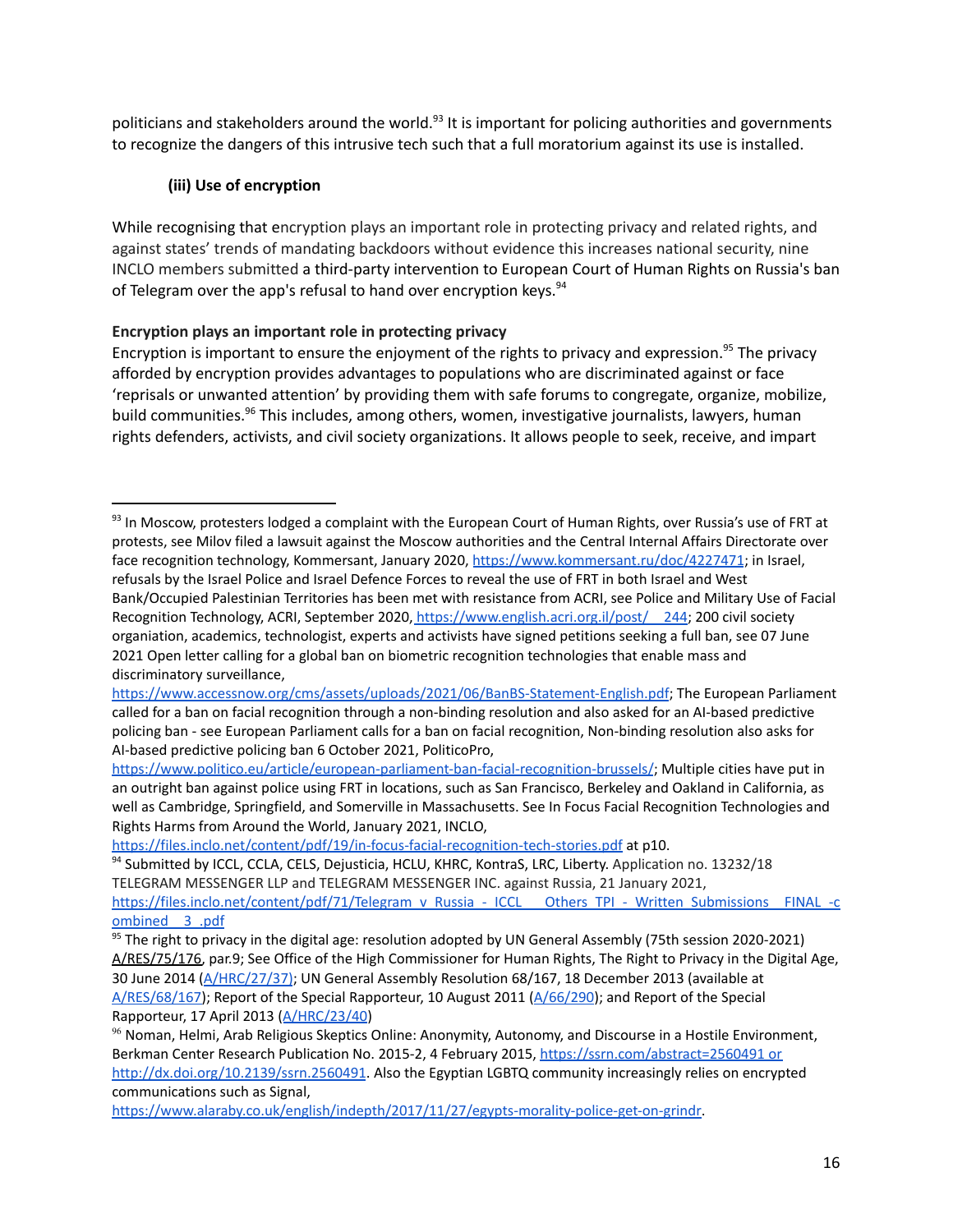politicians and stakeholders around the world.[93] It is important for policing authorities and governments to recognize the dangers of this intrusive tech such that a full moratorium against its use is installed.

### (iii) Use of encryption

While recognising that encryption plays an important role in protecting privacy and related rights, and against states' trends of mandating backdoors without evidence this increases national security, nine INCLO members submitted a third-party intervention to European Court of Human Rights on Russia's ban of Telegram over the app's refusal to hand over encryption keys.[94]

**Encryption plays an important role in protecting privacy**

Encryption is important to ensure the enjoyment of the rights to privacy and expression.[95] The privacy afforded by encryption provides advantages to populations who are discriminated against or face 'reprisals or unwanted attention' by providing them with safe forums to congregate, organize, mobilize, build communities.[96] This includes, among others, women, investigative journalists, lawyers, human rights defenders, activists, and civil society organizations. It allows people to seek, receive, and impart

---

[93] In Moscow, protesters lodged a complaint with the European Court of Human Rights, over Russia's use of FRT at protests, see Milov filed a lawsuit against the Moscow authorities and the Central Internal Affairs Directorate over face recognition technology, Kommersant, January 2020, https://www.kommersant.ru/doc/4227471; in Israel, refusals by the Israel Police and Israel Defence Forces to reveal the use of FRT in both Israel and West Bank/Occupied Palestinian Territories has been met with resistance from ACRI, see Police and Military Use of Facial Recognition Technology, ACRI, September 2020, https://www.english.acri.org.il/post/__244; 200 civil society organiation, academics, technologist, experts and activists have signed petitions seeking a full ban, see 07 June 2021 Open letter calling for a global ban on biometric recognition technologies that enable mass and discriminatory surveillance, https://www.accessnow.org/cms/assets/uploads/2021/06/BanBS-Statement-English.pdf; The European Parliament called for a ban on facial recognition through a non-binding resolution and also asked for an AI-based predictive policing ban - see European Parliament calls for a ban on facial recognition, Non-binding resolution also asks for AI-based predictive policing ban 6 October 2021, PoliticoPro, https://www.politico.eu/article/european-parliament-ban-facial-recognition-brussels/; Multiple cities have put in an outright ban against police using FRT in locations, such as San Francisco, Berkeley and Oakland in California, as well as Cambridge, Springfield, and Somerville in Massachusetts. See In Focus Facial Recognition Technologies and Rights Harms from Around the World, January 2021, INCLO, https://files.inclo.net/content/pdf/19/in-focus-facial-recognition-tech-stories.pdf at p10.

[94] Submitted by ICCL, CCLA, CELS, Dejusticia, HCLU, KHRC, KontraS, LRC, Liberty. Application no. 13232/18 TELEGRAM MESSENGER LLP and TELEGRAM MESSENGER INC. against Russia, 21 January 2021, https://files.inclo.net/content/pdf/71/Telegram_v_Russia_-_ICCL___Others_TPI_-_Written_Submissions__FINAL_-combined__3_.pdf

[95] The right to privacy in the digital age: resolution adopted by UN General Assembly (75th session 2020-2021) A/RES/75/176, par.9; See Office of the High Commissioner for Human Rights, The Right to Privacy in the Digital Age, 30 June 2014 (A/HRC/27/37); UN General Assembly Resolution 68/167, 18 December 2013 (available at A/RES/68/167); Report of the Special Rapporteur, 10 August 2011 (A/66/290); and Report of the Special Rapporteur, 17 April 2013 (A/HRC/23/40)

[96] Noman, Helmi, Arab Religious Skeptics Online: Anonymity, Autonomy, and Discourse in a Hostile Environment, Berkman Center Research Publication No. 2015-2, 4 February 2015, https://ssrn.com/abstract=2560491 or http://dx.doi.org/10.2139/ssrn.2560491. Also the Egyptian LGBTQ community increasingly relies on encrypted communications such as Signal, https://www.alaraby.co.uk/english/indepth/2017/11/27/egypts-morality-police-get-on-grindr.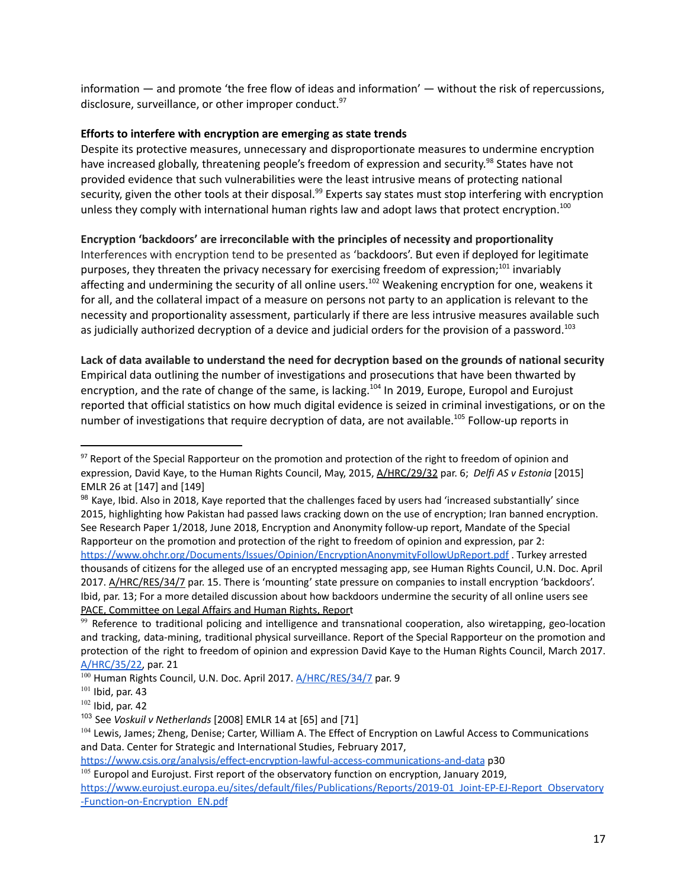information — and promote 'the free flow of ideas and information' — without the risk of repercussions, disclosure, surveillance, or other improper conduct.[97]

**Efforts to interfere with encryption are emerging as state trends**

Despite its protective measures, unnecessary and disproportionate measures to undermine encryption have increased globally, threatening people's freedom of expression and security.[98] States have not provided evidence that such vulnerabilities were the least intrusive means of protecting national security, given the other tools at their disposal.[99] Experts say states must stop interfering with encryption unless they comply with international human rights law and adopt laws that protect encryption.[100]

**Encryption 'backdoors' are irreconcilable with the principles of necessity and proportionality**

Interferences with encryption tend to be presented as 'backdoors'. But even if deployed for legitimate purposes, they threaten the privacy necessary for exercising freedom of expression;[101] invariably affecting and undermining the security of all online users.[102] Weakening encryption for one, weakens it for all, and the collateral impact of a measure on persons not party to an application is relevant to the necessity and proportionality assessment, particularly if there are less intrusive measures available such as judicially authorized decryption of a device and judicial orders for the provision of a password.[103]

**Lack of data available to understand the need for decryption based on the grounds of national security**

Empirical data outlining the number of investigations and prosecutions that have been thwarted by encryption, and the rate of change of the same, is lacking.[104] In 2019, Europe, Europol and Eurojust reported that official statistics on how much digital evidence is seized in criminal investigations, or on the number of investigations that require decryption of data, are not available.[105] Follow-up reports in

---

[97] Report of the Special Rapporteur on the promotion and protection of the right to freedom of opinion and expression, David Kaye, to the Human Rights Council, May, 2015, A/HRC/29/32 par. 6; *Delfi AS v Estonia* [2015] EMLR 26 at [147] and [149]

[98] Kaye, Ibid. Also in 2018, Kaye reported that the challenges faced by users had 'increased substantially' since 2015, highlighting how Pakistan had passed laws cracking down on the use of encryption; Iran banned encryption. See Research Paper 1/2018, June 2018, Encryption and Anonymity follow-up report, Mandate of the Special Rapporteur on the promotion and protection of the right to freedom of opinion and expression, par 2: https://www.ohchr.org/Documents/Issues/Opinion/EncryptionAnonymityFollowUpReport.pdf . Turkey arrested thousands of citizens for the alleged use of an encrypted messaging app, see Human Rights Council, U.N. Doc. April 2017. A/HRC/RES/34/7 par. 15. There is 'mounting' state pressure on companies to install encryption 'backdoors'. Ibid, par. 13; For a more detailed discussion about how backdoors undermine the security of all online users see PACE, Committee on Legal Affairs and Human Rights, Report

[99] Reference to traditional policing and intelligence and transnational cooperation, also wiretapping, geo-location and tracking, data-mining, traditional physical surveillance. Report of the Special Rapporteur on the promotion and protection of the right to freedom of opinion and expression David Kaye to the Human Rights Council, March 2017. A/HRC/35/22, par. 21

[100] Human Rights Council, U.N. Doc. April 2017. A/HRC/RES/34/7 par. 9

[101] Ibid, par. 43

[102] Ibid, par. 42

[103] See *Voskuil v Netherlands* [2008] EMLR 14 at [65] and [71]

[104] Lewis, James; Zheng, Denise; Carter, William A. The Effect of Encryption on Lawful Access to Communications and Data. Center for Strategic and International Studies, February 2017, https://www.csis.org/analysis/effect-encryption-lawful-access-communications-and-data p30

[105] Europol and Eurojust. First report of the observatory function on encryption, January 2019, https://www.eurojust.europa.eu/sites/default/files/Publications/Reports/2019-01_Joint-EP-EJ-Report_Observatory-Function-on-Encryption_EN.pdf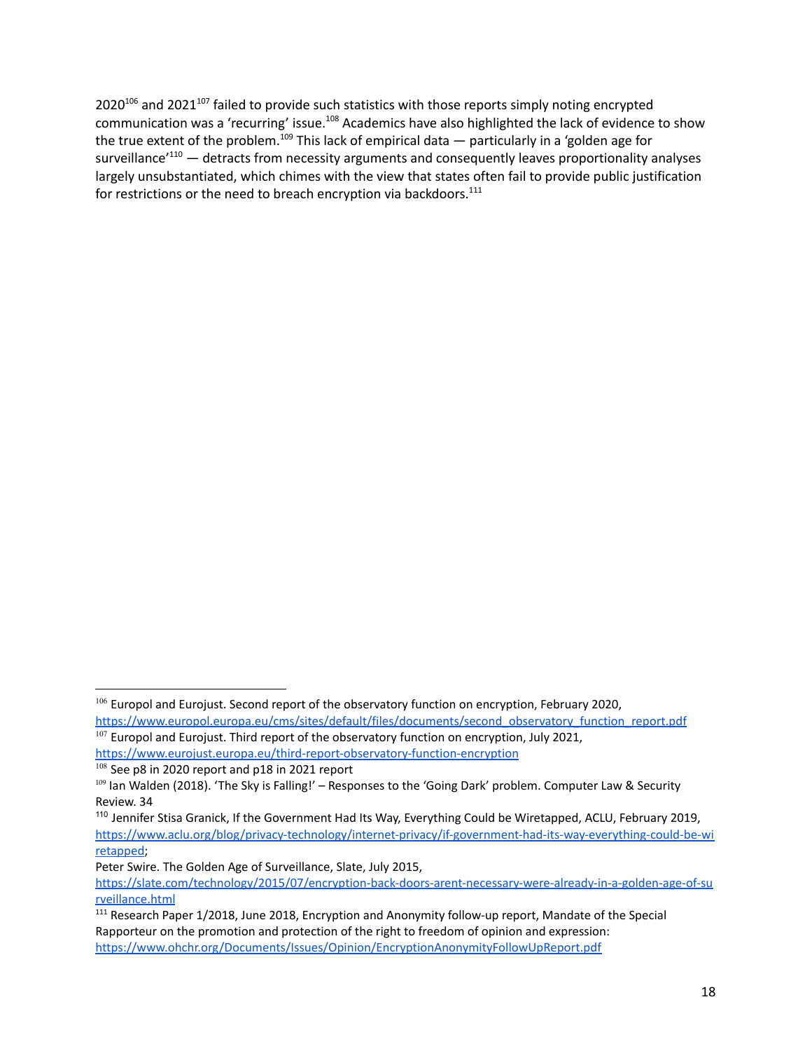2020[106] and 2021[107] failed to provide such statistics with those reports simply noting encrypted communication was a 'recurring' issue.[108] Academics have also highlighted the lack of evidence to show the true extent of the problem.[109] This lack of empirical data — particularly in a 'golden age for surveillance'[110] — detracts from necessity arguments and consequently leaves proportionality analyses largely unsubstantiated, which chimes with the view that states often fail to provide public justification for restrictions or the need to breach encryption via backdoors.[111]

---

[106] Europol and Eurojust. Second report of the observatory function on encryption, February 2020, https://www.europol.europa.eu/cms/sites/default/files/documents/second_observatory_function_report.pdf

[107] Europol and Eurojust. Third report of the observatory function on encryption, July 2021, https://www.eurojust.europa.eu/third-report-observatory-function-encryption

[108] See p8 in 2020 report and p18 in 2021 report

[109] Ian Walden (2018). 'The Sky is Falling!' – Responses to the 'Going Dark' problem. Computer Law & Security Review. 34

[110] Jennifer Stisa Granick, If the Government Had Its Way, Everything Could be Wiretapped, ACLU, February 2019, https://www.aclu.org/blog/privacy-technology/internet-privacy/if-government-had-its-way-everything-could-be-wiretapped;
Peter Swire. The Golden Age of Surveillance, Slate, July 2015, https://slate.com/technology/2015/07/encryption-back-doors-arent-necessary-were-already-in-a-golden-age-of-surveillance.html

[111] Research Paper 1/2018, June 2018, Encryption and Anonymity follow-up report, Mandate of the Special Rapporteur on the promotion and protection of the right to freedom of opinion and expression: https://www.ohchr.org/Documents/Issues/Opinion/EncryptionAnonymityFollowUpReport.pdf